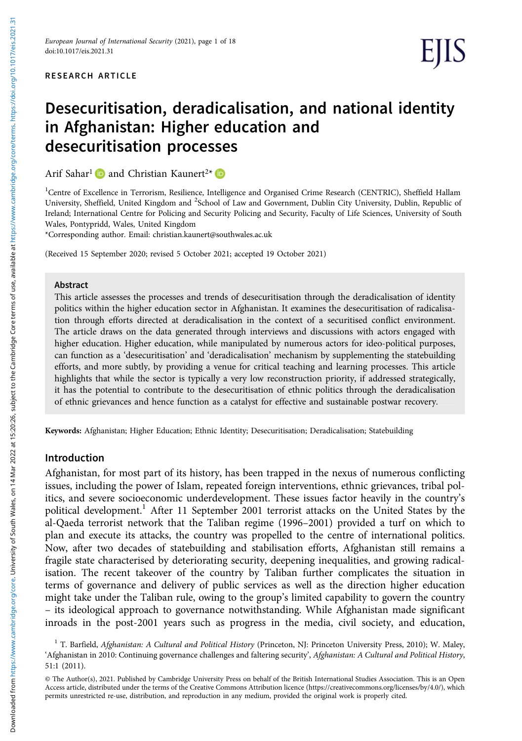RESEARCH ARTICLE

# Desecuritisation, deradicalisation, and national identity in Afghanistan: Higher education and desecuritisation processes

Arif Sahar[1] and Christian Kaunert[2]*

[1]Centre of Excellence in Terrorism, Resilience, Intelligence and Organised Crime Research (CENTRIC), Sheffield Hallam University, Sheffield, United Kingdom and [2]School of Law and Government, Dublin City University, Dublin, Republic of Ireland; International Centre for Policing and Security Policing and Security, Faculty of Life Sciences, University of South Wales, Pontypridd, Wales, United Kingdom

*Corresponding author. Email: christian.kaunert@southwales.ac.uk

(Received 15 September 2020; revised 5 October 2021; accepted 19 October 2021)

## Abstract

This article assesses the processes and trends of desecuritisation through the deradicalisation of identity politics within the higher education sector in Afghanistan. It examines the desecuritisation of radicalisation through efforts directed at deradicalisation in the context of a securitised conflict environment. The article draws on the data generated through interviews and discussions with actors engaged with higher education. Higher education, while manipulated by numerous actors for ideo-political purposes, can function as a 'desecuritisation' and 'deradicalisation' mechanism by supplementing the statebuilding efforts, and more subtly, by providing a venue for critical teaching and learning processes. This article highlights that while the sector is typically a very low reconstruction priority, if addressed strategically, it has the potential to contribute to the desecuritisation of ethnic politics through the deradicalisation of ethnic grievances and hence function as a catalyst for effective and sustainable postwar recovery.

**Keywords:** Afghanistan; Higher Education; Ethnic Identity; Desecuritisation; Deradicalisation; Statebuilding

## Introduction

Afghanistan, for most part of its history, has been trapped in the nexus of numerous conflicting issues, including the power of Islam, repeated foreign interventions, ethnic grievances, tribal politics, and severe socioeconomic underdevelopment. These issues factor heavily in the country's political development.[1] After 11 September 2001 terrorist attacks on the United States by the al-Qaeda terrorist network that the Taliban regime (1996–2001) provided a turf on which to plan and execute its attacks, the country was propelled to the centre of international politics. Now, after two decades of statebuilding and stabilisation efforts, Afghanistan still remains a fragile state characterised by deteriorating security, deepening inequalities, and growing radicalisation. The recent takeover of the country by Taliban further complicates the situation in terms of governance and delivery of public services as well as the direction higher education might take under the Taliban rule, owing to the group's limited capability to govern the country – its ideological approach to governance notwithstanding. While Afghanistan made significant inroads in the post-2001 years such as progress in the media, civil society, and education,

[1] T. Barfield, *Afghanistan: A Cultural and Political History* (Princeton, NJ: Princeton University Press, 2010); W. Maley, 'Afghanistan in 2010: Continuing governance challenges and faltering security', *Afghanistan: A Cultural and Political History*, 51:1 (2011).

© The Author(s), 2021. Published by Cambridge University Press on behalf of the British International Studies Association. This is an Open Access article, distributed under the terms of the Creative Commons Attribution licence (https://creativecommons.org/licenses/by/4.0/), which permits unrestricted re-use, distribution, and reproduction in any medium, provided the original work is properly cited.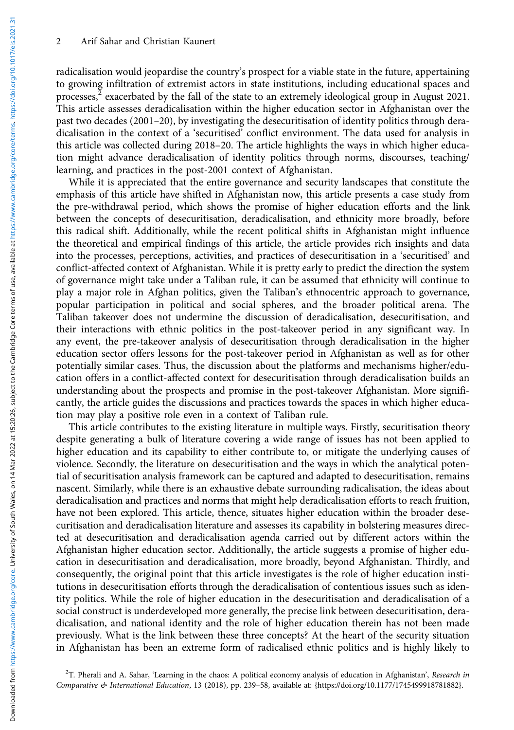radicalisation would jeopardise the country's prospect for a viable state in the future, appertaining to growing infiltration of extremist actors in state institutions, including educational spaces and processes,[2] exacerbated by the fall of the state to an extremely ideological group in August 2021. This article assesses deradicalisation within the higher education sector in Afghanistan over the past two decades (2001–20), by investigating the desecuritisation of identity politics through deradicalisation in the context of a 'securitised' conflict environment. The data used for analysis in this article was collected during 2018–20. The article highlights the ways in which higher education might advance deradicalisation of identity politics through norms, discourses, teaching/learning, and practices in the post-2001 context of Afghanistan.

While it is appreciated that the entire governance and security landscapes that constitute the emphasis of this article have shifted in Afghanistan now, this article presents a case study from the pre-withdrawal period, which shows the promise of higher education efforts and the link between the concepts of desecuritisation, deradicalisation, and ethnicity more broadly, before this radical shift. Additionally, while the recent political shifts in Afghanistan might influence the theoretical and empirical findings of this article, the article provides rich insights and data into the processes, perceptions, activities, and practices of desecuritisation in a 'securitised' and conflict-affected context of Afghanistan. While it is pretty early to predict the direction the system of governance might take under a Taliban rule, it can be assumed that ethnicity will continue to play a major role in Afghan politics, given the Taliban's ethnocentric approach to governance, popular participation in political and social spheres, and the broader political arena. The Taliban takeover does not undermine the discussion of deradicalisation, desecuritisation, and their interactions with ethnic politics in the post-takeover period in any significant way. In any event, the pre-takeover analysis of desecuritisation through deradicalisation in the higher education sector offers lessons for the post-takeover period in Afghanistan as well as for other potentially similar cases. Thus, the discussion about the platforms and mechanisms higher/education offers in a conflict-affected context for desecuritisation through deradicalisation builds an understanding about the prospects and promise in the post-takeover Afghanistan. More significantly, the article guides the discussions and practices towards the spaces in which higher education may play a positive role even in a context of Taliban rule.

This article contributes to the existing literature in multiple ways. Firstly, securitisation theory despite generating a bulk of literature covering a wide range of issues has not been applied to higher education and its capability to either contribute to, or mitigate the underlying causes of violence. Secondly, the literature on desecuritisation and the ways in which the analytical potential of securitisation analysis framework can be captured and adapted to desecuritisation, remains nascent. Similarly, while there is an exhaustive debate surrounding radicalisation, the ideas about deradicalisation and practices and norms that might help deradicalisation efforts to reach fruition, have not been explored. This article, thence, situates higher education within the broader desecuritisation and deradicalisation literature and assesses its capability in bolstering measures directed at desecuritisation and deradicalisation agenda carried out by different actors within the Afghanistan higher education sector. Additionally, the article suggests a promise of higher education in desecuritisation and deradicalisation, more broadly, beyond Afghanistan. Thirdly, and consequently, the original point that this article investigates is the role of higher education institutions in desecuritisation efforts through the deradicalisation of contentious issues such as identity politics. While the role of higher education in the desecuritisation and deradicalisation of a social construct is underdeveloped more generally, the precise link between desecuritisation, deradicalisation, and national identity and the role of higher education therein has not been made previously. What is the link between these three concepts? At the heart of the security situation in Afghanistan has been an extreme form of radicalised ethnic politics and is highly likely to

[2] T. Pherali and A. Sahar, 'Learning in the chaos: A political economy analysis of education in Afghanistan', *Research in Comparative & International Education*, 13 (2018), pp. 239–58, available at: {https://doi.org/10.1177/1745499918781882}.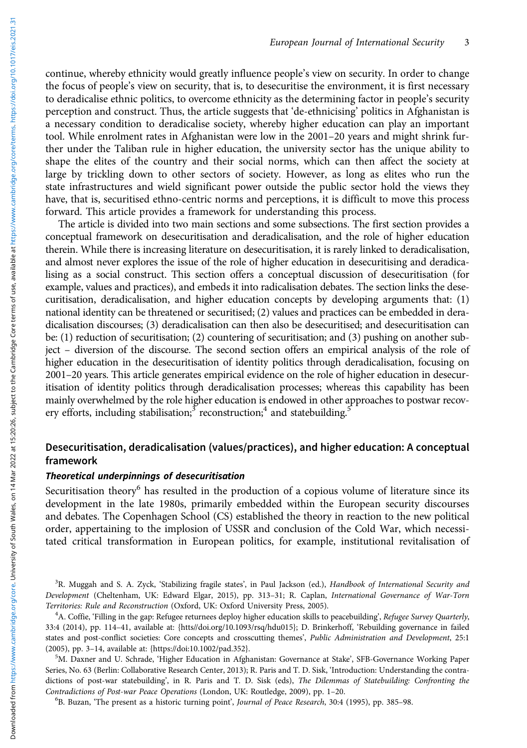continue, whereby ethnicity would greatly influence people's view on security. In order to change the focus of people's view on security, that is, to desecuritise the environment, it is first necessary to deradicalise ethnic politics, to overcome ethnicity as the determining factor in people's security perception and construct. Thus, the article suggests that 'de-ethnicising' politics in Afghanistan is a necessary condition to deradicalise society, whereby higher education can play an important tool. While enrolment rates in Afghanistan were low in the 2001–20 years and might shrink further under the Taliban rule in higher education, the university sector has the unique ability to shape the elites of the country and their social norms, which can then affect the society at large by trickling down to other sectors of society. However, as long as elites who run the state infrastructures and wield significant power outside the public sector hold the views they have, that is, securitised ethno-centric norms and perceptions, it is difficult to move this process forward. This article provides a framework for understanding this process.

The article is divided into two main sections and some subsections. The first section provides a conceptual framework on desecuritisation and deradicalisation, and the role of higher education therein. While there is increasing literature on desecuritisation, it is rarely linked to deradicalisation, and almost never explores the issue of the role of higher education in desecuritising and deradicalising as a social construct. This section offers a conceptual discussion of desecuritisation (for example, values and practices), and embeds it into radicalisation debates. The section links the desecuritisation, deradicalisation, and higher education concepts by developing arguments that: (1) national identity can be threatened or securitised; (2) values and practices can be embedded in deradicalisation discourses; (3) deradicalisation can then also be desecuritised; and desecuritisation can be: (1) reduction of securitisation; (2) countering of securitisation; and (3) pushing on another subject – diversion of the discourse. The second section offers an empirical analysis of the role of higher education in the desecuritisation of identity politics through deradicalisation, focusing on 2001–20 years. This article generates empirical evidence on the role of higher education in desecuritisation of identity politics through deradicalisation processes; whereas this capability has been mainly overwhelmed by the role higher education is endowed in other approaches to postwar recovery efforts, including stabilisation;[3] reconstruction;[4] and statebuilding.[5]

## Desecuritisation, deradicalisation (values/practices), and higher education: A conceptual framework

### *Theoretical underpinnings of desecuritisation*

Securitisation theory[6] has resulted in the production of a copious volume of literature since its development in the late 1980s, primarily embedded within the European security discourses and debates. The Copenhagen School (CS) established the theory in reaction to the new political order, appertaining to the implosion of USSR and conclusion of the Cold War, which necessitated critical transformation in European politics, for example, institutional revitalisation of

---

[3] R. Muggah and S. A. Zyck, 'Stabilizing fragile states', in Paul Jackson (ed.), *Handbook of International Security and Development* (Cheltenham, UK: Edward Elgar, 2015), pp. 313–31; R. Caplan, *International Governance of War-Torn Territories: Rule and Reconstruction* (Oxford, UK: Oxford University Press, 2005).

[4] A. Coffie, 'Filling in the gap: Refugee returnees deploy higher education skills to peacebuilding', *Refugee Survey Quarterly*, 33:4 (2014), pp. 114–41, available at: {htts//doi.org/10.1093/rsq/hdu015}; D. Brinkerhoff, 'Rebuilding governance in failed states and post-conflict societies: Core concepts and crosscutting themes', *Public Administration and Development*, 25:1 (2005), pp. 3–14, available at: {https://doi:10.1002/pad.352}.

[5] M. Daxner and U. Schrade, 'Higher Education in Afghanistan: Governance at Stake', SFB-Governance Working Paper Series, No. 63 (Berlin: Collaborative Research Center, 2013); R. Paris and T. D. Sisk, 'Introduction: Understanding the contradictions of post-war statebuilding', in R. Paris and T. D. Sisk (eds), *The Dilemmas of Statebuilding: Confronting the Contradictions of Post-war Peace Operations* (London, UK: Routledge, 2009), pp. 1–20.

[6] B. Buzan, 'The present as a historic turning point', *Journal of Peace Research*, 30:4 (1995), pp. 385–98.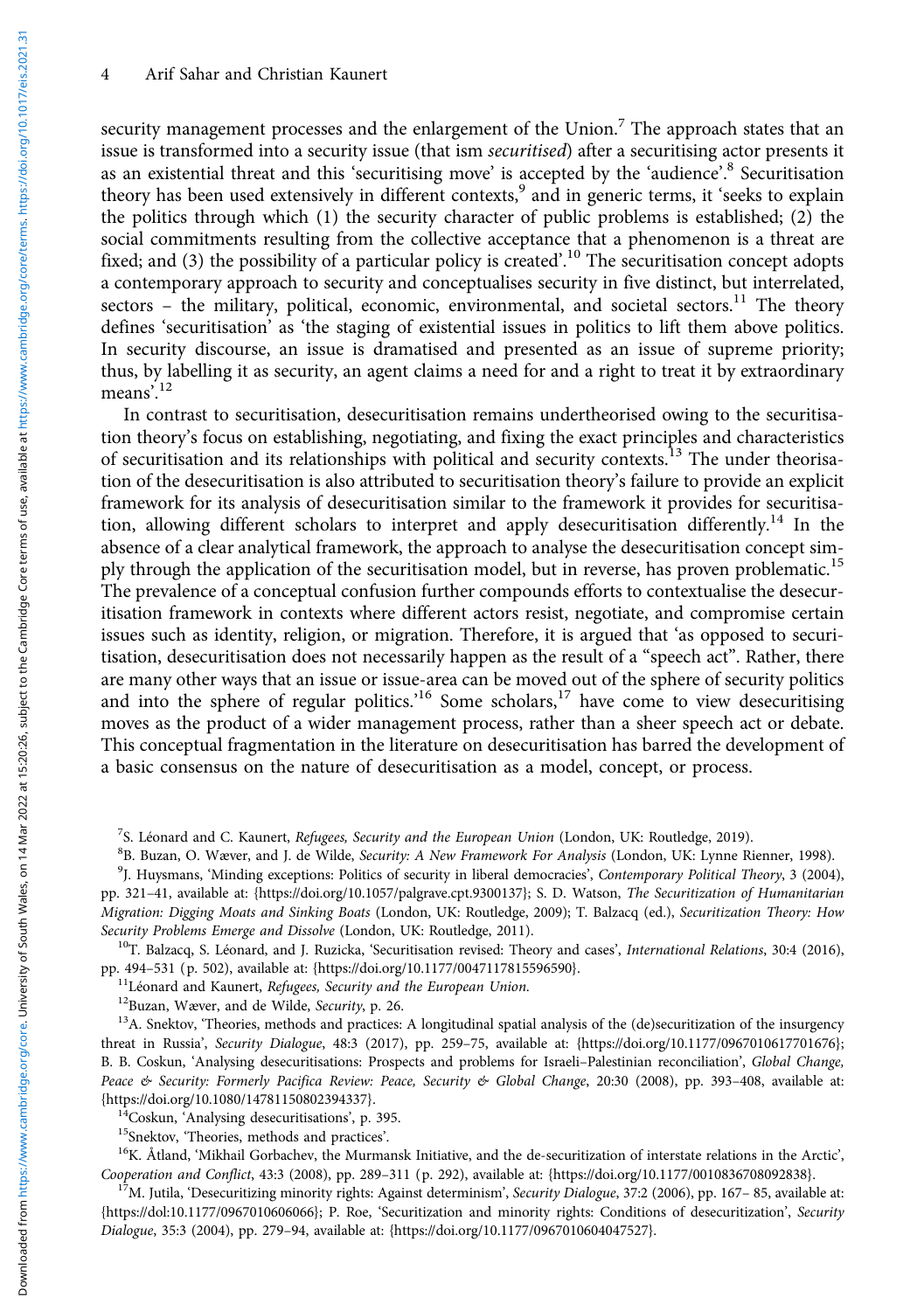security management processes and the enlargement of the Union.[7] The approach states that an issue is transformed into a security issue (that ism *securitised*) after a securitising actor presents it as an existential threat and this 'securitising move' is accepted by the 'audience'.[8] Securitisation theory has been used extensively in different contexts,[9] and in generic terms, it 'seeks to explain the politics through which (1) the security character of public problems is established; (2) the social commitments resulting from the collective acceptance that a phenomenon is a threat are fixed; and (3) the possibility of a particular policy is created'.[10] The securitisation concept adopts a contemporary approach to security and conceptualises security in five distinct, but interrelated, sectors – the military, political, economic, environmental, and societal sectors.[11] The theory defines 'securitisation' as 'the staging of existential issues in politics to lift them above politics. In security discourse, an issue is dramatised and presented as an issue of supreme priority; thus, by labelling it as security, an agent claims a need for and a right to treat it by extraordinary means'.[12]

In contrast to securitisation, desecuritisation remains undertheorised owing to the securitisation theory's focus on establishing, negotiating, and fixing the exact principles and characteristics of securitisation and its relationships with political and security contexts.[13] The under theorisation of the desecuritisation is also attributed to securitisation theory's failure to provide an explicit framework for its analysis of desecuritisation similar to the framework it provides for securitisation, allowing different scholars to interpret and apply desecuritisation differently.[14] In the absence of a clear analytical framework, the approach to analyse the desecuritisation concept simply through the application of the securitisation model, but in reverse, has proven problematic.[15] The prevalence of a conceptual confusion further compounds efforts to contextualise the desecuritisation framework in contexts where different actors resist, negotiate, and compromise certain issues such as identity, religion, or migration. Therefore, it is argued that 'as opposed to securitisation, desecuritisation does not necessarily happen as the result of a "speech act". Rather, there are many other ways that an issue or issue-area can be moved out of the sphere of security politics and into the sphere of regular politics.'[16] Some scholars,[17] have come to view desecuritising moves as the product of a wider management process, rather than a sheer speech act or debate. This conceptual fragmentation in the literature on desecuritisation has barred the development of a basic consensus on the nature of desecuritisation as a model, concept, or process.

[7] S. Léonard and C. Kaunert, *Refugees, Security and the European Union* (London, UK: Routledge, 2019).

[8] B. Buzan, O. Wæver, and J. de Wilde, *Security: A New Framework For Analysis* (London, UK: Lynne Rienner, 1998).

[9] J. Huysmans, 'Minding exceptions: Politics of security in liberal democracies', *Contemporary Political Theory*, 3 (2004), pp. 321–41, available at: {https://doi.org/10.1057/palgrave.cpt.9300137}; S. D. Watson, *The Securitization of Humanitarian Migration: Digging Moats and Sinking Boats* (London, UK: Routledge, 2009); T. Balzacq (ed.), *Securitization Theory: How Security Problems Emerge and Dissolve* (London, UK: Routledge, 2011).

[10] T. Balzacq, S. Léonard, and J. Ruzicka, 'Securitisation revised: Theory and cases', *International Relations*, 30:4 (2016), pp. 494–531 (p. 502), available at: {https://doi.org/10.1177/0047117815596590}.

[11] Léonard and Kaunert, *Refugees, Security and the European Union*.

[12] Buzan, Wæver, and de Wilde, *Security*, p. 26.

[13] A. Snektov, 'Theories, methods and practices: A longitudinal spatial analysis of the (de)securitization of the insurgency threat in Russia', *Security Dialogue*, 48:3 (2017), pp. 259–75, available at: {https://doi.org/10.1177/0967010617701676}; B. B. Coskun, 'Analysing desecuritisations: Prospects and problems for Israeli–Palestinian reconciliation', *Global Change, Peace & Security: Formerly Pacifica Review: Peace, Security & Global Change*, 20:30 (2008), pp. 393–408, available at: {https://doi.org/10.1080/14781150802394337}.

[14] Coskun, 'Analysing desecuritisations', p. 395.

[15] Snektov, 'Theories, methods and practices'.

[16] K. Åtland, 'Mikhail Gorbachev, the Murmansk Initiative, and the de-securitization of interstate relations in the Arctic', *Cooperation and Conflict*, 43:3 (2008), pp. 289–311 (p. 292), available at: {https://doi.org/10.1177/0010836708092838}.

[17] M. Jutila, 'Desecuritizing minority rights: Against determinism', *Security Dialogue*, 37:2 (2006), pp. 167– 85, available at: {https://dol:10.1177/0967010606066}; P. Roe, 'Securitization and minority rights: Conditions of desecuritization', *Security Dialogue*, 35:3 (2004), pp. 279–94, available at: {https://doi.org/10.1177/0967010604047527}.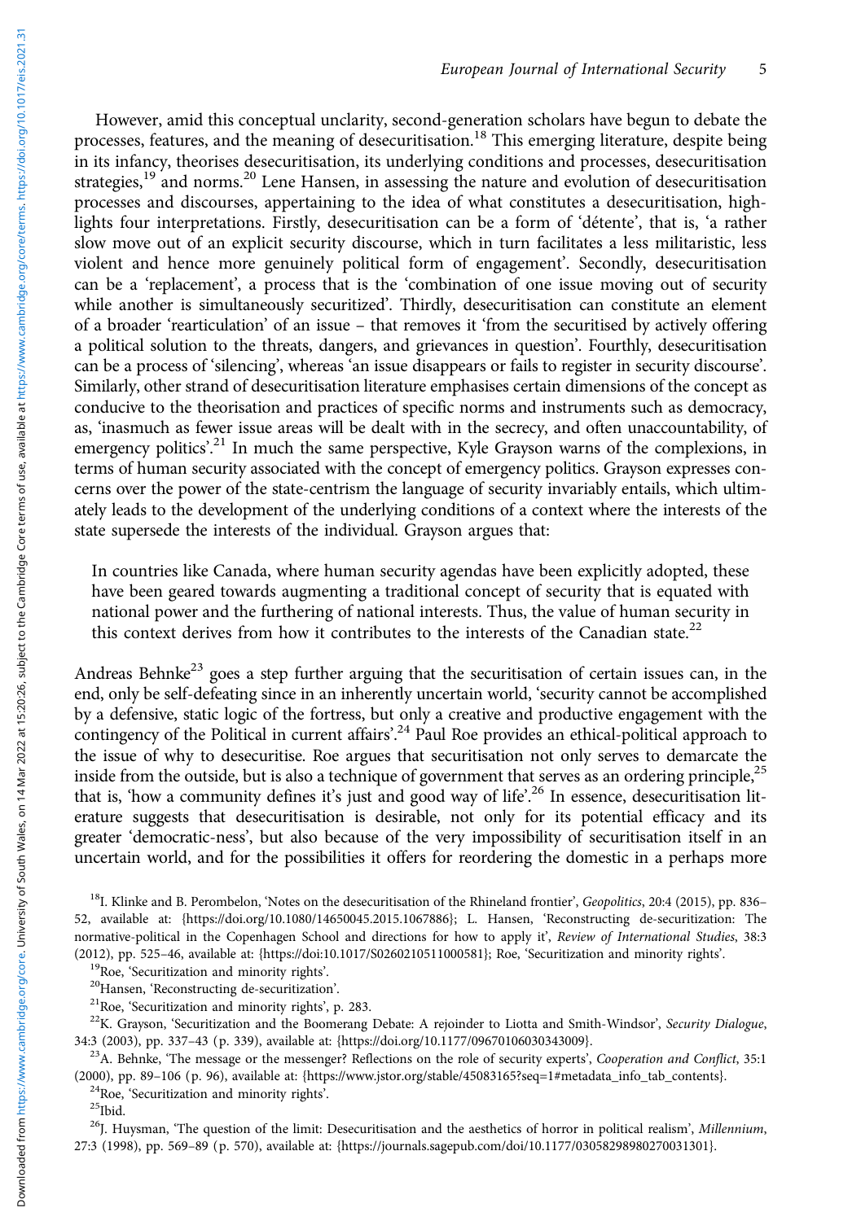However, amid this conceptual unclarity, second-generation scholars have begun to debate the processes, features, and the meaning of desecuritisation.[18] This emerging literature, despite being in its infancy, theorises desecuritisation, its underlying conditions and processes, desecuritisation strategies,[19] and norms.[20] Lene Hansen, in assessing the nature and evolution of desecuritisation processes and discourses, appertaining to the idea of what constitutes a desecuritisation, highlights four interpretations. Firstly, desecuritisation can be a form of 'détente', that is, 'a rather slow move out of an explicit security discourse, which in turn facilitates a less militaristic, less violent and hence more genuinely political form of engagement'. Secondly, desecuritisation can be a 'replacement', a process that is the 'combination of one issue moving out of security while another is simultaneously securitized'. Thirdly, desecuritisation can constitute an element of a broader 'rearticulation' of an issue – that removes it 'from the securitised by actively offering a political solution to the threats, dangers, and grievances in question'. Fourthly, desecuritisation can be a process of 'silencing', whereas 'an issue disappears or fails to register in security discourse'. Similarly, other strand of desecuritisation literature emphasises certain dimensions of the concept as conducive to the theorisation and practices of specific norms and instruments such as democracy, as, 'inasmuch as fewer issue areas will be dealt with in the secrecy, and often unaccountability, of emergency politics'.[21] In much the same perspective, Kyle Grayson warns of the complexions, in terms of human security associated with the concept of emergency politics. Grayson expresses concerns over the power of the state-centrism the language of security invariably entails, which ultimately leads to the development of the underlying conditions of a context where the interests of the state supersede the interests of the individual. Grayson argues that:

> In countries like Canada, where human security agendas have been explicitly adopted, these have been geared towards augmenting a traditional concept of security that is equated with national power and the furthering of national interests. Thus, the value of human security in this context derives from how it contributes to the interests of the Canadian state.[22]

Andreas Behnke[23] goes a step further arguing that the securitisation of certain issues can, in the end, only be self-defeating since in an inherently uncertain world, 'security cannot be accomplished by a defensive, static logic of the fortress, but only a creative and productive engagement with the contingency of the Political in current affairs'.[24] Paul Roe provides an ethical-political approach to the issue of why to desecuritise. Roe argues that securitisation not only serves to demarcate the inside from the outside, but is also a technique of government that serves as an ordering principle,[25] that is, 'how a community defines it's just and good way of life'.[26] In essence, desecuritisation literature suggests that desecuritisation is desirable, not only for its potential efficacy and its greater 'democratic-ness', but also because of the very impossibility of securitisation itself in an uncertain world, and for the possibilities it offers for reordering the domestic in a perhaps more

---

[18] I. Klinke and B. Perombelon, 'Notes on the desecuritisation of the Rhineland frontier', *Geopolitics*, 20:4 (2015), pp. 836–52, available at: {https://doi.org/10.1080/14650045.2015.1067886}; L. Hansen, 'Reconstructing de-securitization: The normative-political in the Copenhagen School and directions for how to apply it', *Review of International Studies*, 38:3 (2012), pp. 525–46, available at: {https://doi:10.1017/S0260210511000581}; Roe, 'Securitization and minority rights'.

[19] Roe, 'Securitization and minority rights'.

[20] Hansen, 'Reconstructing de-securitization'.

[21] Roe, 'Securitization and minority rights', p. 283.

[22] K. Grayson, 'Securitization and the Boomerang Debate: A rejoinder to Liotta and Smith-Windsor', *Security Dialogue*, 34:3 (2003), pp. 337–43 (p. 339), available at: {https://doi.org/10.1177/09670106030343009}.

[23] A. Behnke, 'The message or the messenger? Reflections on the role of security experts', *Cooperation and Conflict*, 35:1 (2000), pp. 89–106 (p. 96), available at: {https://www.jstor.org/stable/45083165?seq=1#metadata_info_tab_contents}.

[24] Roe, 'Securitization and minority rights'.

[25] Ibid.

[26] J. Huysman, 'The question of the limit: Desecuritisation and the aesthetics of horror in political realism', *Millennium*, 27:3 (1998), pp. 569–89 (p. 570), available at: {https://journals.sagepub.com/doi/10.1177/03058298980270031301}.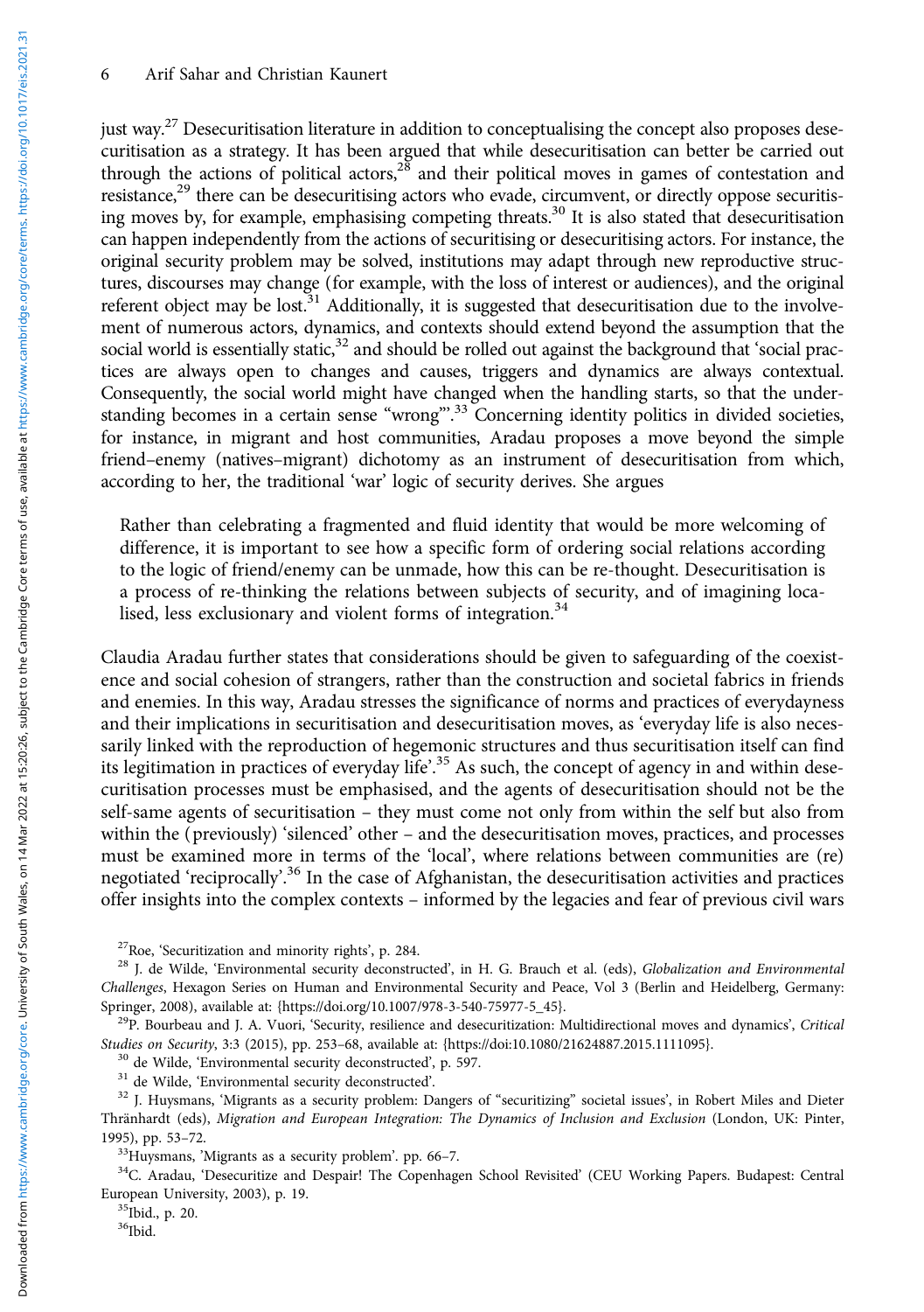just way.[27] Desecuritisation literature in addition to conceptualising the concept also proposes desecuritisation as a strategy. It has been argued that while desecuritisation can better be carried out through the actions of political actors,[28] and their political moves in games of contestation and resistance,[29] there can be desecuritising actors who evade, circumvent, or directly oppose securitising moves by, for example, emphasising competing threats.[30] It is also stated that desecuritisation can happen independently from the actions of securitising or desecuritising actors. For instance, the original security problem may be solved, institutions may adapt through new reproductive structures, discourses may change (for example, with the loss of interest or audiences), and the original referent object may be lost.[31] Additionally, it is suggested that desecuritisation due to the involvement of numerous actors, dynamics, and contexts should extend beyond the assumption that the social world is essentially static,[32] and should be rolled out against the background that 'social practices are always open to changes and causes, triggers and dynamics are always contextual. Consequently, the social world might have changed when the handling starts, so that the understanding becomes in a certain sense "wrong"'.[33] Concerning identity politics in divided societies, for instance, in migrant and host communities, Aradau proposes a move beyond the simple friend–enemy (natives–migrant) dichotomy as an instrument of desecuritisation from which, according to her, the traditional 'war' logic of security derives. She argues

> Rather than celebrating a fragmented and fluid identity that would be more welcoming of difference, it is important to see how a specific form of ordering social relations according to the logic of friend/enemy can be unmade, how this can be re-thought. Desecuritisation is a process of re-thinking the relations between subjects of security, and of imagining localised, less exclusionary and violent forms of integration.[34]

Claudia Aradau further states that considerations should be given to safeguarding of the coexistence and social cohesion of strangers, rather than the construction and societal fabrics in friends and enemies. In this way, Aradau stresses the significance of norms and practices of everydayness and their implications in securitisation and desecuritisation moves, as 'everyday life is also necessarily linked with the reproduction of hegemonic structures and thus securitisation itself can find its legitimation in practices of everyday life'.[35] As such, the concept of agency in and within desecuritisation processes must be emphasised, and the agents of desecuritisation should not be the self-same agents of securitisation – they must come not only from within the self but also from within the (previously) 'silenced' other – and the desecuritisation moves, practices, and processes must be examined more in terms of the 'local', where relations between communities are (re) negotiated 'reciprocally'.[36] In the case of Afghanistan, the desecuritisation activities and practices offer insights into the complex contexts – informed by the legacies and fear of previous civil wars

[27] Roe, 'Securitization and minority rights', p. 284.

[28] J. de Wilde, 'Environmental security deconstructed', in H. G. Brauch et al. (eds), *Globalization and Environmental Challenges*, Hexagon Series on Human and Environmental Security and Peace, Vol 3 (Berlin and Heidelberg, Germany: Springer, 2008), available at: {https://doi.org/10.1007/978-3-540-75977-5_45}.

[29] P. Bourbeau and J. A. Vuori, 'Security, resilience and desecuritization: Multidirectional moves and dynamics', *Critical Studies on Security*, 3:3 (2015), pp. 253–68, available at: {https://doi:10.1080/21624887.2015.1111095}.

[30] de Wilde, 'Environmental security deconstructed', p. 597.

[31] de Wilde, 'Environmental security deconstructed'.

[32] J. Huysmans, 'Migrants as a security problem: Dangers of "securitizing" societal issues', in Robert Miles and Dieter Thränhardt (eds), *Migration and European Integration: The Dynamics of Inclusion and Exclusion* (London, UK: Pinter, 1995), pp. 53–72.

[33] Huysmans, 'Migrants as a security problem'. pp. 66–7.

[34] C. Aradau, 'Desecuritize and Despair! The Copenhagen School Revisited' (CEU Working Papers. Budapest: Central European University, 2003), p. 19.

[35] Ibid., p. 20.

[36] Ibid.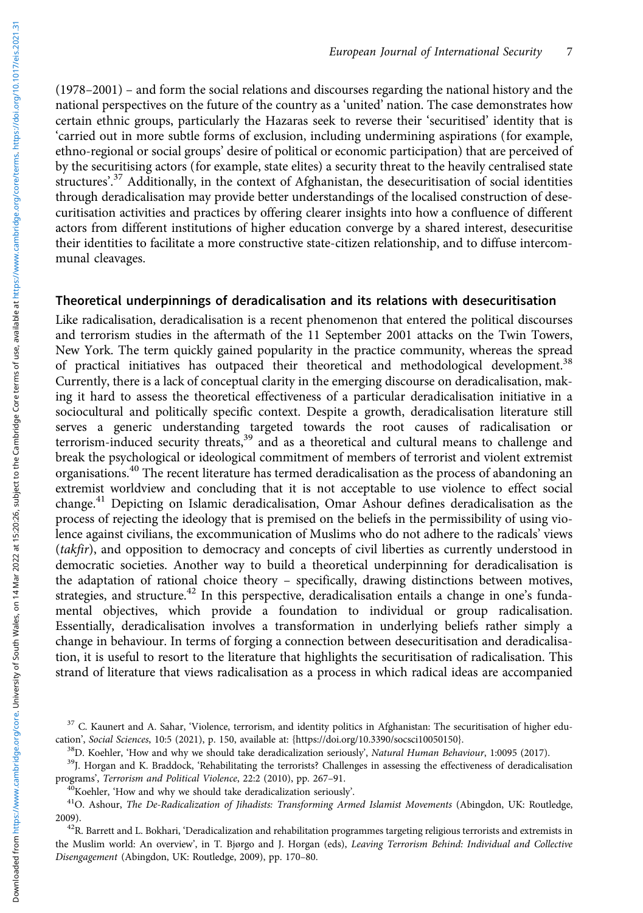(1978–2001) – and form the social relations and discourses regarding the national history and the national perspectives on the future of the country as a 'united' nation. The case demonstrates how certain ethnic groups, particularly the Hazaras seek to reverse their 'securitised' identity that is 'carried out in more subtle forms of exclusion, including undermining aspirations (for example, ethno-regional or social groups' desire of political or economic participation) that are perceived of by the securitising actors (for example, state elites) a security threat to the heavily centralised state structures'.[37] Additionally, in the context of Afghanistan, the desecuritisation of social identities through deradicalisation may provide better understandings of the localised construction of desecuritisation activities and practices by offering clearer insights into how a confluence of different actors from different institutions of higher education converge by a shared interest, desecuritise their identities to facilitate a more constructive state-citizen relationship, and to diffuse intercommunal cleavages.

## Theoretical underpinnings of deradicalisation and its relations with desecuritisation

Like radicalisation, deradicalisation is a recent phenomenon that entered the political discourses and terrorism studies in the aftermath of the 11 September 2001 attacks on the Twin Towers, New York. The term quickly gained popularity in the practice community, whereas the spread of practical initiatives has outpaced their theoretical and methodological development.[38] Currently, there is a lack of conceptual clarity in the emerging discourse on deradicalisation, making it hard to assess the theoretical effectiveness of a particular deradicalisation initiative in a sociocultural and politically specific context. Despite a growth, deradicalisation literature still serves a generic understanding targeted towards the root causes of radicalisation or terrorism-induced security threats,[39] and as a theoretical and cultural means to challenge and break the psychological or ideological commitment of members of terrorist and violent extremist organisations.[40] The recent literature has termed deradicalisation as the process of abandoning an extremist worldview and concluding that it is not acceptable to use violence to effect social change.[41] Depicting on Islamic deradicalisation, Omar Ashour defines deradicalisation as the process of rejecting the ideology that is premised on the beliefs in the permissibility of using violence against civilians, the excommunication of Muslims who do not adhere to the radicals' views (*takfir*), and opposition to democracy and concepts of civil liberties as currently understood in democratic societies. Another way to build a theoretical underpinning for deradicalisation is the adaptation of rational choice theory – specifically, drawing distinctions between motives, strategies, and structure.[42] In this perspective, deradicalisation entails a change in one's fundamental objectives, which provide a foundation to individual or group radicalisation. Essentially, deradicalisation involves a transformation in underlying beliefs rather simply a change in behaviour. In terms of forging a connection between desecuritisation and deradicalisation, it is useful to resort to the literature that highlights the securitisation of radicalisation. This strand of literature that views radicalisation as a process in which radical ideas are accompanied

---

[37] C. Kaunert and A. Sahar, 'Violence, terrorism, and identity politics in Afghanistan: The securitisation of higher education', *Social Sciences*, 10:5 (2021), p. 150, available at: {https://doi.org/10.3390/socsci10050150}.

[38] D. Koehler, 'How and why we should take deradicalization seriously', *Natural Human Behaviour*, 1:0095 (2017).

[39] J. Horgan and K. Braddock, 'Rehabilitating the terrorists? Challenges in assessing the effectiveness of deradicalisation programs', *Terrorism and Political Violence*, 22:2 (2010), pp. 267–91.

[40] Koehler, 'How and why we should take deradicalization seriously'.

[41] O. Ashour, *The De-Radicalization of Jihadists: Transforming Armed Islamist Movements* (Abingdon, UK: Routledge, 2009).

[42] R. Barrett and L. Bokhari, 'Deradicalization and rehabilitation programmes targeting religious terrorists and extremists in the Muslim world: An overview', in T. Bjørgo and J. Horgan (eds), *Leaving Terrorism Behind: Individual and Collective Disengagement* (Abingdon, UK: Routledge, 2009), pp. 170–80.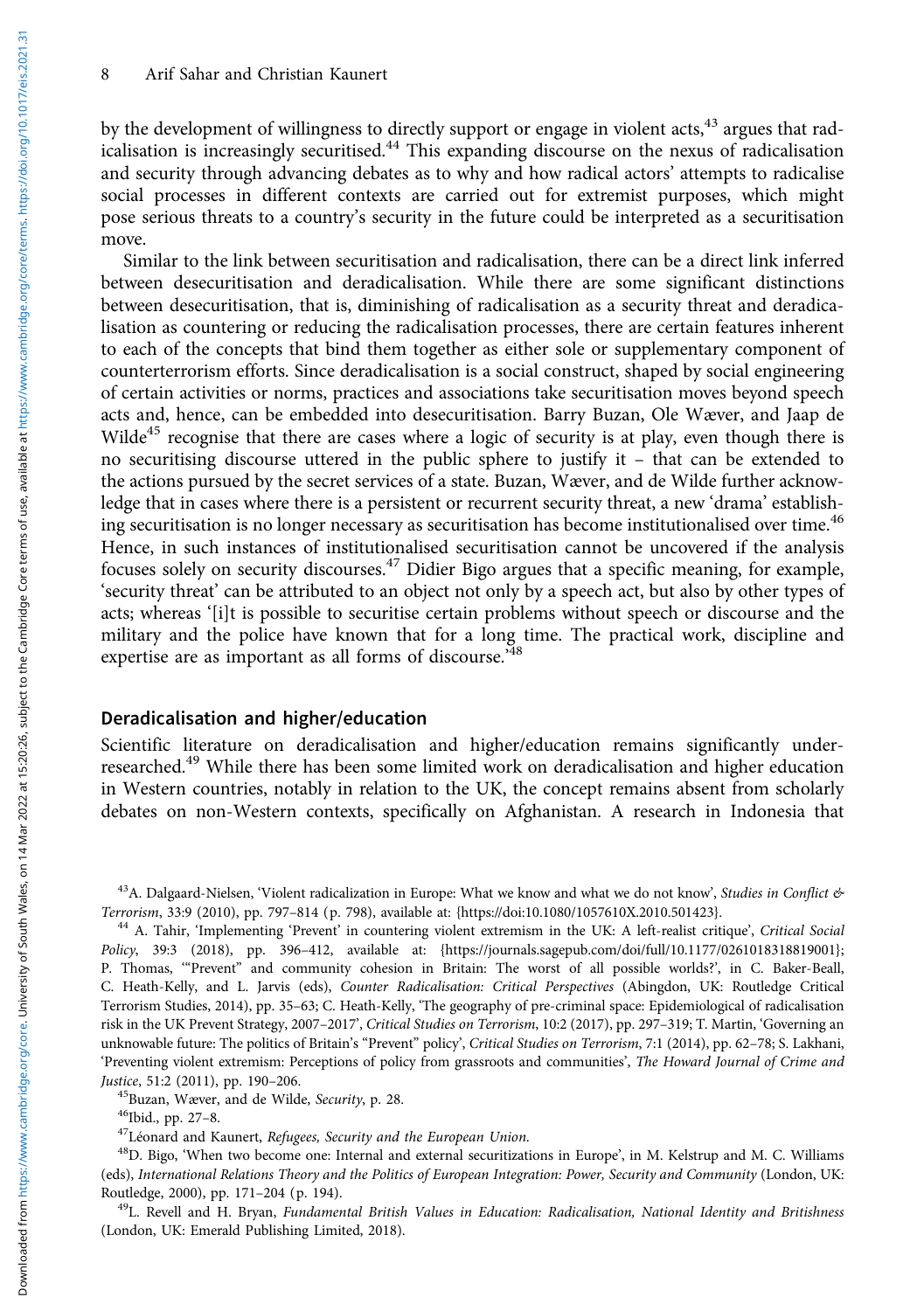by the development of willingness to directly support or engage in violent acts,[43] argues that radicalisation is increasingly securitised.[44] This expanding discourse on the nexus of radicalisation and security through advancing debates as to why and how radical actors' attempts to radicalise social processes in different contexts are carried out for extremist purposes, which might pose serious threats to a country's security in the future could be interpreted as a securitisation move.

Similar to the link between securitisation and radicalisation, there can be a direct link inferred between desecuritisation and deradicalisation. While there are some significant distinctions between desecuritisation, that is, diminishing of radicalisation as a security threat and deradicalisation as countering or reducing the radicalisation processes, there are certain features inherent to each of the concepts that bind them together as either sole or supplementary component of counterterrorism efforts. Since deradicalisation is a social construct, shaped by social engineering of certain activities or norms, practices and associations take securitisation moves beyond speech acts and, hence, can be embedded into desecuritisation. Barry Buzan, Ole Wæver, and Jaap de Wilde[45] recognise that there are cases where a logic of security is at play, even though there is no securitising discourse uttered in the public sphere to justify it – that can be extended to the actions pursued by the secret services of a state. Buzan, Wæver, and de Wilde further acknowledge that in cases where there is a persistent or recurrent security threat, a new 'drama' establishing securitisation is no longer necessary as securitisation has become institutionalised over time.[46] Hence, in such instances of institutionalised securitisation cannot be uncovered if the analysis focuses solely on security discourses.[47] Didier Bigo argues that a specific meaning, for example, 'security threat' can be attributed to an object not only by a speech act, but also by other types of acts; whereas '[i]t is possible to securitise certain problems without speech or discourse and the military and the police have known that for a long time. The practical work, discipline and expertise are as important as all forms of discourse.'[48]

## Deradicalisation and higher/education

Scientific literature on deradicalisation and higher/education remains significantly under-researched.[49] While there has been some limited work on deradicalisation and higher education in Western countries, notably in relation to the UK, the concept remains absent from scholarly debates on non-Western contexts, specifically on Afghanistan. A research in Indonesia that

---

[43] A. Dalgaard-Nielsen, 'Violent radicalization in Europe: What we know and what we do not know', *Studies in Conflict & Terrorism*, 33:9 (2010), pp. 797–814 (p. 798), available at: {https://doi:10.1080/1057610X.2010.501423}.

[44] A. Tahir, 'Implementing 'Prevent' in countering violent extremism in the UK: A left-realist critique', *Critical Social Policy*, 39:3 (2018), pp. 396–412, available at: {https://journals.sagepub.com/doi/full/10.1177/0261018318819001}; P. Thomas, '"Prevent" and community cohesion in Britain: The worst of all possible worlds?', in C. Baker-Beall, C. Heath-Kelly, and L. Jarvis (eds), *Counter Radicalisation: Critical Perspectives* (Abingdon, UK: Routledge Critical Terrorism Studies, 2014), pp. 35–63; C. Heath-Kelly, 'The geography of pre-criminal space: Epidemiological of radicalisation risk in the UK Prevent Strategy, 2007–2017', *Critical Studies on Terrorism*, 10:2 (2017), pp. 297–319; T. Martin, 'Governing an unknowable future: The politics of Britain's "Prevent" policy', *Critical Studies on Terrorism*, 7:1 (2014), pp. 62–78; S. Lakhani, 'Preventing violent extremism: Perceptions of policy from grassroots and communities', *The Howard Journal of Crime and Justice*, 51:2 (2011), pp. 190–206.

[45] Buzan, Wæver, and de Wilde, *Security*, p. 28.

[46] Ibid., pp. 27–8.

[47] Léonard and Kaunert, *Refugees, Security and the European Union*.

[48] D. Bigo, 'When two become one: Internal and external securitizations in Europe', in M. Kelstrup and M. C. Williams (eds), *International Relations Theory and the Politics of European Integration: Power, Security and Community* (London, UK: Routledge, 2000), pp. 171–204 (p. 194).

[49] L. Revell and H. Bryan, *Fundamental British Values in Education: Radicalisation, National Identity and Britishness* (London, UK: Emerald Publishing Limited, 2018).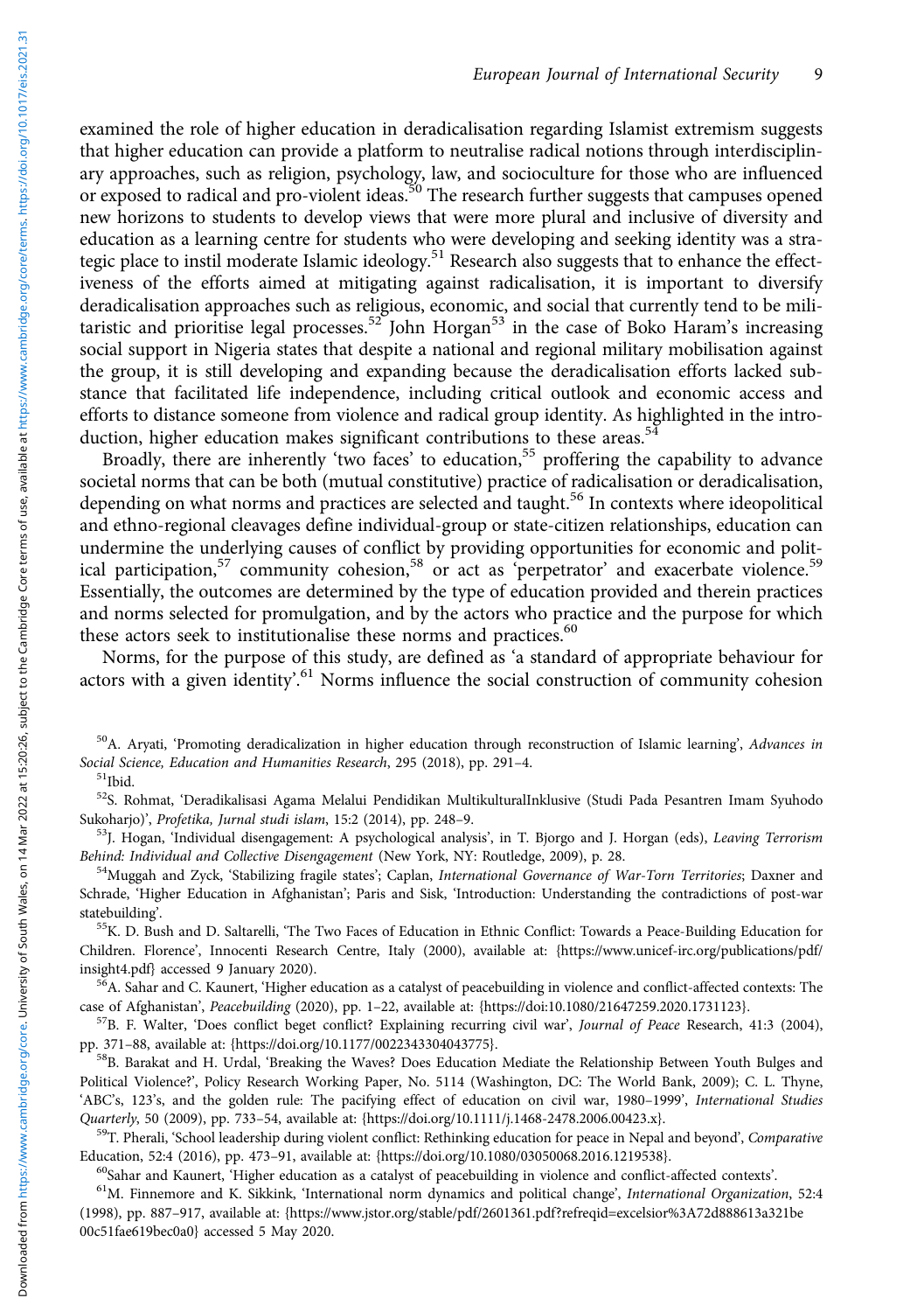examined the role of higher education in deradicalisation regarding Islamist extremism suggests that higher education can provide a platform to neutralise radical notions through interdisciplinary approaches, such as religion, psychology, law, and socioculture for those who are influenced or exposed to radical and pro-violent ideas.[50] The research further suggests that campuses opened new horizons to students to develop views that were more plural and inclusive of diversity and education as a learning centre for students who were developing and seeking identity was a strategic place to instil moderate Islamic ideology.[51] Research also suggests that to enhance the effectiveness of the efforts aimed at mitigating against radicalisation, it is important to diversify deradicalisation approaches such as religious, economic, and social that currently tend to be militaristic and prioritise legal processes.[52] John Horgan[53] in the case of Boko Haram's increasing social support in Nigeria states that despite a national and regional military mobilisation against the group, it is still developing and expanding because the deradicalisation efforts lacked substance that facilitated life independence, including critical outlook and economic access and efforts to distance someone from violence and radical group identity. As highlighted in the introduction, higher education makes significant contributions to these areas.[54]

Broadly, there are inherently 'two faces' to education,[55] proffering the capability to advance societal norms that can be both (mutual constitutive) practice of radicalisation or deradicalisation, depending on what norms and practices are selected and taught.[56] In contexts where ideopolitical and ethno-regional cleavages define individual-group or state-citizen relationships, education can undermine the underlying causes of conflict by providing opportunities for economic and political participation,[57] community cohesion,[58] or act as 'perpetrator' and exacerbate violence.[59] Essentially, the outcomes are determined by the type of education provided and therein practices and norms selected for promulgation, and by the actors who practice and the purpose for which these actors seek to institutionalise these norms and practices.[60]

Norms, for the purpose of this study, are defined as 'a standard of appropriate behaviour for actors with a given identity'.[61] Norms influence the social construction of community cohesion

[50] A. Aryati, 'Promoting deradicalization in higher education through reconstruction of Islamic learning', *Advances in Social Science, Education and Humanities Research*, 295 (2018), pp. 291–4.

[51] Ibid.

[52] S. Rohmat, 'Deradikalisasi Agama Melalui Pendidikan MultikulturalInklusive (Studi Pada Pesantren Imam Syuhodo Sukoharjo)', *Profetika, Jurnal studi islam*, 15:2 (2014), pp. 248–9.

[53] J. Hogan, 'Individual disengagement: A psychological analysis', in T. Bjorgo and J. Horgan (eds), *Leaving Terrorism Behind: Individual and Collective Disengagement* (New York, NY: Routledge, 2009), p. 28.

[54] Muggah and Zyck, 'Stabilizing fragile states'; Caplan, *International Governance of War-Torn Territories*; Daxner and Schrade, 'Higher Education in Afghanistan'; Paris and Sisk, 'Introduction: Understanding the contradictions of post-war statebuilding'.

[55] K. D. Bush and D. Saltarelli, 'The Two Faces of Education in Ethnic Conflict: Towards a Peace-Building Education for Children. Florence', Innocenti Research Centre, Italy (2000), available at: {https://www.unicef-irc.org/publications/pdf/insight4.pdf} accessed 9 January 2020).

[56] A. Sahar and C. Kaunert, 'Higher education as a catalyst of peacebuilding in violence and conflict-affected contexts: The case of Afghanistan', *Peacebuilding* (2020), pp. 1–22, available at: {https://doi:10.1080/21647259.2020.1731123}.

[57] B. F. Walter, 'Does conflict beget conflict? Explaining recurring civil war', *Journal of Peace* Research, 41:3 (2004), pp. 371–88, available at: {https://doi.org/10.1177/0022343304043775}.

[58] B. Barakat and H. Urdal, 'Breaking the Waves? Does Education Mediate the Relationship Between Youth Bulges and Political Violence?', Policy Research Working Paper, No. 5114 (Washington, DC: The World Bank, 2009); C. L. Thyne, 'ABC's, 123's, and the golden rule: The pacifying effect of education on civil war, 1980–1999', *International Studies Quarterly*, 50 (2009), pp. 733–54, available at: {https://doi.org/10.1111/j.1468-2478.2006.00423.x}.

[59] T. Pherali, 'School leadership during violent conflict: Rethinking education for peace in Nepal and beyond', *Comparative* Education, 52:4 (2016), pp. 473–91, available at: {https://doi.org/10.1080/03050068.2016.1219538}.

[60] Sahar and Kaunert, 'Higher education as a catalyst of peacebuilding in violence and conflict-affected contexts'.

[61] M. Finnemore and K. Sikkink, 'International norm dynamics and political change', *International Organization*, 52:4 (1998), pp. 887–917, available at: {https://www.jstor.org/stable/pdf/2601361.pdf?refreqid=excelsior%3A72d888613a321be00c51fae619bec0a0} accessed 5 May 2020.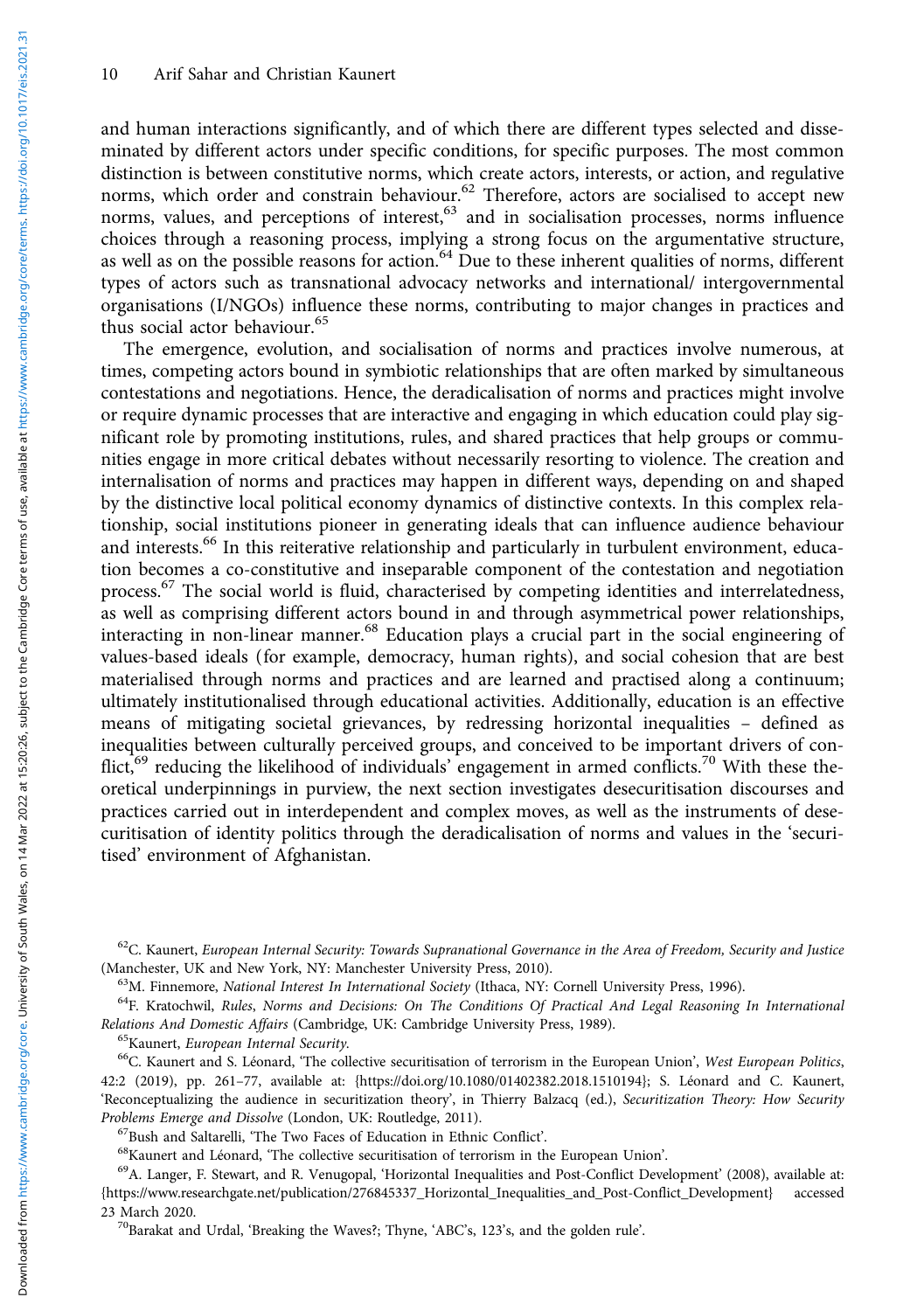and human interactions significantly, and of which there are different types selected and disseminated by different actors under specific conditions, for specific purposes. The most common distinction is between constitutive norms, which create actors, interests, or action, and regulative norms, which order and constrain behaviour.[62] Therefore, actors are socialised to accept new norms, values, and perceptions of interest,[63] and in socialisation processes, norms influence choices through a reasoning process, implying a strong focus on the argumentative structure, as well as on the possible reasons for action.[64] Due to these inherent qualities of norms, different types of actors such as transnational advocacy networks and international/ intergovernmental organisations (I/NGOs) influence these norms, contributing to major changes in practices and thus social actor behaviour.[65]

The emergence, evolution, and socialisation of norms and practices involve numerous, at times, competing actors bound in symbiotic relationships that are often marked by simultaneous contestations and negotiations. Hence, the deradicalisation of norms and practices might involve or require dynamic processes that are interactive and engaging in which education could play significant role by promoting institutions, rules, and shared practices that help groups or communities engage in more critical debates without necessarily resorting to violence. The creation and internalisation of norms and practices may happen in different ways, depending on and shaped by the distinctive local political economy dynamics of distinctive contexts. In this complex relationship, social institutions pioneer in generating ideals that can influence audience behaviour and interests.[66] In this reiterative relationship and particularly in turbulent environment, education becomes a co-constitutive and inseparable component of the contestation and negotiation process.[67] The social world is fluid, characterised by competing identities and interrelatedness, as well as comprising different actors bound in and through asymmetrical power relationships, interacting in non-linear manner.[68] Education plays a crucial part in the social engineering of values-based ideals (for example, democracy, human rights), and social cohesion that are best materialised through norms and practices and are learned and practised along a continuum; ultimately institutionalised through educational activities. Additionally, education is an effective means of mitigating societal grievances, by redressing horizontal inequalities – defined as inequalities between culturally perceived groups, and conceived to be important drivers of conflict,[69] reducing the likelihood of individuals' engagement in armed conflicts.[70] With these theoretical underpinnings in purview, the next section investigates desecuritisation discourses and practices carried out in interdependent and complex moves, as well as the instruments of desecuritisation of identity politics through the deradicalisation of norms and values in the 'securitised' environment of Afghanistan.

---

[62] C. Kaunert, *European Internal Security: Towards Supranational Governance in the Area of Freedom, Security and Justice* (Manchester, UK and New York, NY: Manchester University Press, 2010).

[63] M. Finnemore, *National Interest In International Society* (Ithaca, NY: Cornell University Press, 1996).

[64] F. Kratochwil, *Rules, Norms and Decisions: On The Conditions Of Practical And Legal Reasoning In International Relations And Domestic Affairs* (Cambridge, UK: Cambridge University Press, 1989).

[65] Kaunert, *European Internal Security.*

[66] C. Kaunert and S. Léonard, 'The collective securitisation of terrorism in the European Union', *West European Politics*, 42:2 (2019), pp. 261–77, available at: {https://doi.org/10.1080/01402382.2018.1510194}; S. Léonard and C. Kaunert, 'Reconceptualizing the audience in securitization theory', in Thierry Balzacq (ed.), *Securitization Theory: How Security Problems Emerge and Dissolve* (London, UK: Routledge, 2011).

[67] Bush and Saltarelli, 'The Two Faces of Education in Ethnic Conflict'.

[68] Kaunert and Léonard, 'The collective securitisation of terrorism in the European Union'.

[69] A. Langer, F. Stewart, and R. Venugopal, 'Horizontal Inequalities and Post-Conflict Development' (2008), available at: {https://www.researchgate.net/publication/276845337_Horizontal_Inequalities_and_Post-Conflict_Development} accessed 23 March 2020.

[70] Barakat and Urdal, 'Breaking the Waves?; Thyne, 'ABC's, 123's, and the golden rule'.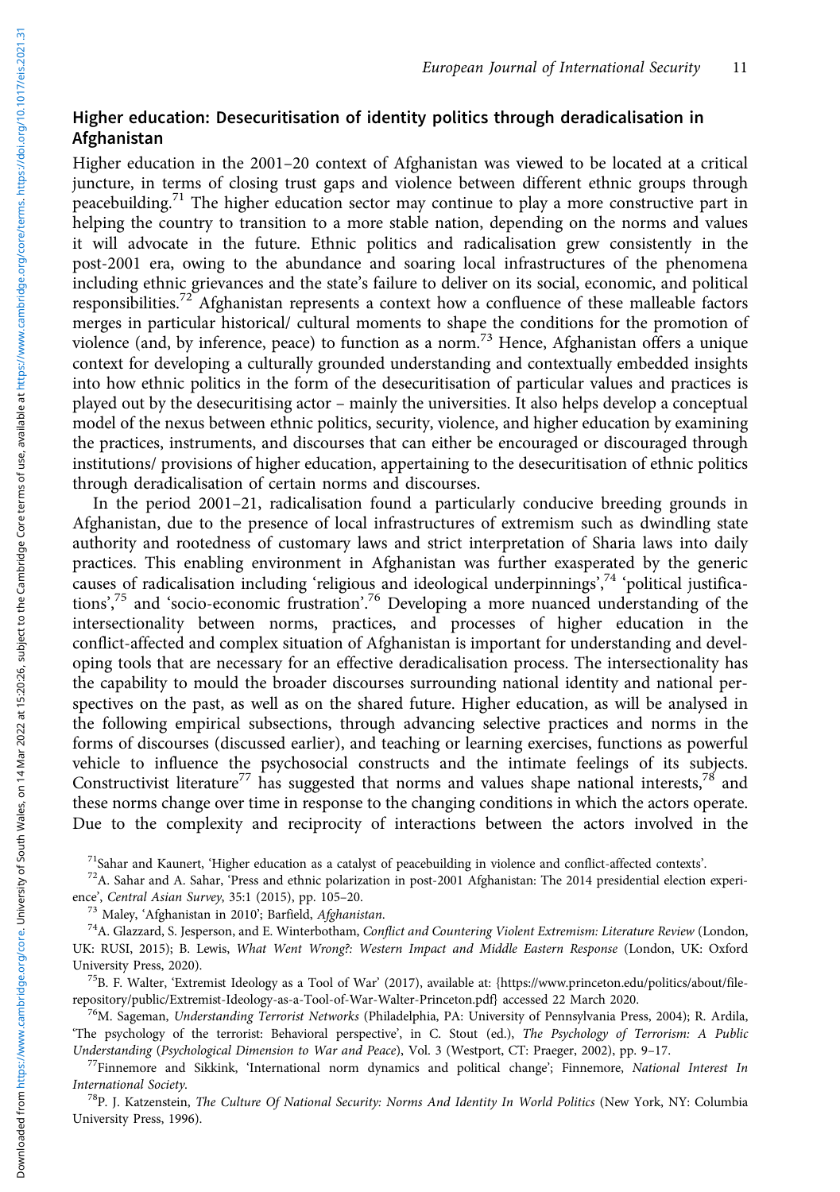## Higher education: Desecuritisation of identity politics through deradicalisation in Afghanistan

Higher education in the 2001–20 context of Afghanistan was viewed to be located at a critical juncture, in terms of closing trust gaps and violence between different ethnic groups through peacebuilding.[71] The higher education sector may continue to play a more constructive part in helping the country to transition to a more stable nation, depending on the norms and values it will advocate in the future. Ethnic politics and radicalisation grew consistently in the post-2001 era, owing to the abundance and soaring local infrastructures of the phenomena including ethnic grievances and the state's failure to deliver on its social, economic, and political responsibilities.[72] Afghanistan represents a context how a confluence of these malleable factors merges in particular historical/ cultural moments to shape the conditions for the promotion of violence (and, by inference, peace) to function as a norm.[73] Hence, Afghanistan offers a unique context for developing a culturally grounded understanding and contextually embedded insights into how ethnic politics in the form of the desecuritisation of particular values and practices is played out by the desecuritising actor – mainly the universities. It also helps develop a conceptual model of the nexus between ethnic politics, security, violence, and higher education by examining the practices, instruments, and discourses that can either be encouraged or discouraged through institutions/ provisions of higher education, appertaining to the desecuritisation of ethnic politics through deradicalisation of certain norms and discourses.

In the period 2001–21, radicalisation found a particularly conducive breeding grounds in Afghanistan, due to the presence of local infrastructures of extremism such as dwindling state authority and rootedness of customary laws and strict interpretation of Sharia laws into daily practices. This enabling environment in Afghanistan was further exasperated by the generic causes of radicalisation including 'religious and ideological underpinnings',[74] 'political justifications',[75] and 'socio-economic frustration'.[76] Developing a more nuanced understanding of the intersectionality between norms, practices, and processes of higher education in the conflict-affected and complex situation of Afghanistan is important for understanding and developing tools that are necessary for an effective deradicalisation process. The intersectionality has the capability to mould the broader discourses surrounding national identity and national perspectives on the past, as well as on the shared future. Higher education, as will be analysed in the following empirical subsections, through advancing selective practices and norms in the forms of discourses (discussed earlier), and teaching or learning exercises, functions as powerful vehicle to influence the psychosocial constructs and the intimate feelings of its subjects. Constructivist literature[77] has suggested that norms and values shape national interests,[78] and these norms change over time in response to the changing conditions in which the actors operate. Due to the complexity and reciprocity of interactions between the actors involved in the

---

[71] Sahar and Kaunert, 'Higher education as a catalyst of peacebuilding in violence and conflict-affected contexts'.

[72] A. Sahar and A. Sahar, 'Press and ethnic polarization in post-2001 Afghanistan: The 2014 presidential election experience', *Central Asian Survey*, 35:1 (2015), pp. 105–20.

[73] Maley, 'Afghanistan in 2010'; Barfield, *Afghanistan*.

[74] A. Glazzard, S. Jesperson, and E. Winterbotham, *Conflict and Countering Violent Extremism: Literature Review* (London, UK: RUSI, 2015); B. Lewis, *What Went Wrong?: Western Impact and Middle Eastern Response* (London, UK: Oxford University Press, 2020).

[75] B. F. Walter, 'Extremist Ideology as a Tool of War' (2017), available at: {https://www.princeton.edu/politics/about/file-repository/public/Extremist-Ideology-as-a-Tool-of-War-Walter-Princeton.pdf} accessed 22 March 2020.

[76] M. Sageman, *Understanding Terrorist Networks* (Philadelphia, PA: University of Pennsylvania Press, 2004); R. Ardila, 'The psychology of the terrorist: Behavioral perspective', in C. Stout (ed.), *The Psychology of Terrorism: A Public Understanding* (*Psychological Dimension to War and Peace*), Vol. 3 (Westport, CT: Praeger, 2002), pp. 9–17.

[77] Finnemore and Sikkink, 'International norm dynamics and political change'; Finnemore, *National Interest In International Society*.

[78] P. J. Katzenstein, *The Culture Of National Security: Norms And Identity In World Politics* (New York, NY: Columbia University Press, 1996).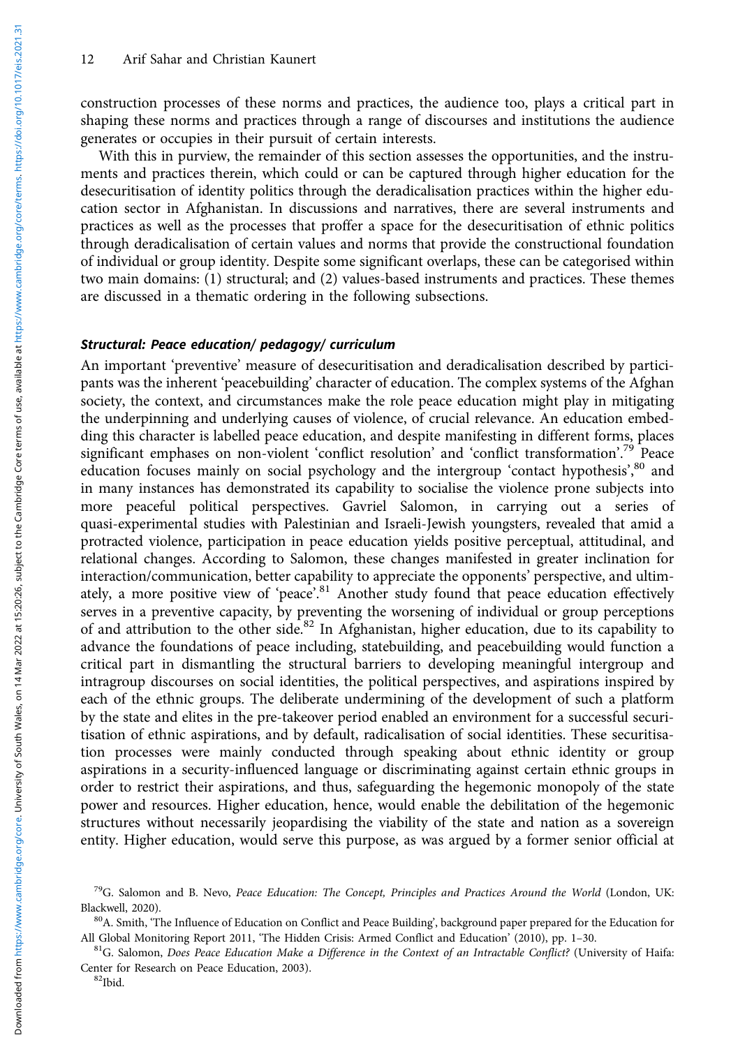construction processes of these norms and practices, the audience too, plays a critical part in shaping these norms and practices through a range of discourses and institutions the audience generates or occupies in their pursuit of certain interests.

With this in purview, the remainder of this section assesses the opportunities, and the instruments and practices therein, which could or can be captured through higher education for the desecuritisation of identity politics through the deradicalisation practices within the higher education sector in Afghanistan. In discussions and narratives, there are several instruments and practices as well as the processes that proffer a space for the desecuritisation of ethnic politics through deradicalisation of certain values and norms that provide the constructional foundation of individual or group identity. Despite some significant overlaps, these can be categorised within two main domains: (1) structural; and (2) values-based instruments and practices. These themes are discussed in a thematic ordering in the following subsections.

### *Structural: Peace education/ pedagogy/ curriculum*

An important 'preventive' measure of desecuritisation and deradicalisation described by participants was the inherent 'peacebuilding' character of education. The complex systems of the Afghan society, the context, and circumstances make the role peace education might play in mitigating the underpinning and underlying causes of violence, of crucial relevance. An education embedding this character is labelled peace education, and despite manifesting in different forms, places significant emphases on non-violent 'conflict resolution' and 'conflict transformation'.[79] Peace education focuses mainly on social psychology and the intergroup 'contact hypothesis',[80] and in many instances has demonstrated its capability to socialise the violence prone subjects into more peaceful political perspectives. Gavriel Salomon, in carrying out a series of quasi-experimental studies with Palestinian and Israeli-Jewish youngsters, revealed that amid a protracted violence, participation in peace education yields positive perceptual, attitudinal, and relational changes. According to Salomon, these changes manifested in greater inclination for interaction/communication, better capability to appreciate the opponents' perspective, and ultimately, a more positive view of 'peace'.[81] Another study found that peace education effectively serves in a preventive capacity, by preventing the worsening of individual or group perceptions of and attribution to the other side.[82] In Afghanistan, higher education, due to its capability to advance the foundations of peace including, statebuilding, and peacebuilding would function a critical part in dismantling the structural barriers to developing meaningful intergroup and intragroup discourses on social identities, the political perspectives, and aspirations inspired by each of the ethnic groups. The deliberate undermining of the development of such a platform by the state and elites in the pre-takeover period enabled an environment for a successful securitisation of ethnic aspirations, and by default, radicalisation of social identities. These securitisation processes were mainly conducted through speaking about ethnic identity or group aspirations in a security-influenced language or discriminating against certain ethnic groups in order to restrict their aspirations, and thus, safeguarding the hegemonic monopoly of the state power and resources. Higher education, hence, would enable the debilitation of the hegemonic structures without necessarily jeopardising the viability of the state and nation as a sovereign entity. Higher education, would serve this purpose, as was argued by a former senior official at

[79] G. Salomon and B. Nevo, *Peace Education: The Concept, Principles and Practices Around the World* (London, UK: Blackwell, 2020).

[80] A. Smith, 'The Influence of Education on Conflict and Peace Building', background paper prepared for the Education for All Global Monitoring Report 2011, 'The Hidden Crisis: Armed Conflict and Education' (2010), pp. 1–30.

[81] G. Salomon, *Does Peace Education Make a Difference in the Context of an Intractable Conflict?* (University of Haifa: Center for Research on Peace Education, 2003).

[82] Ibid.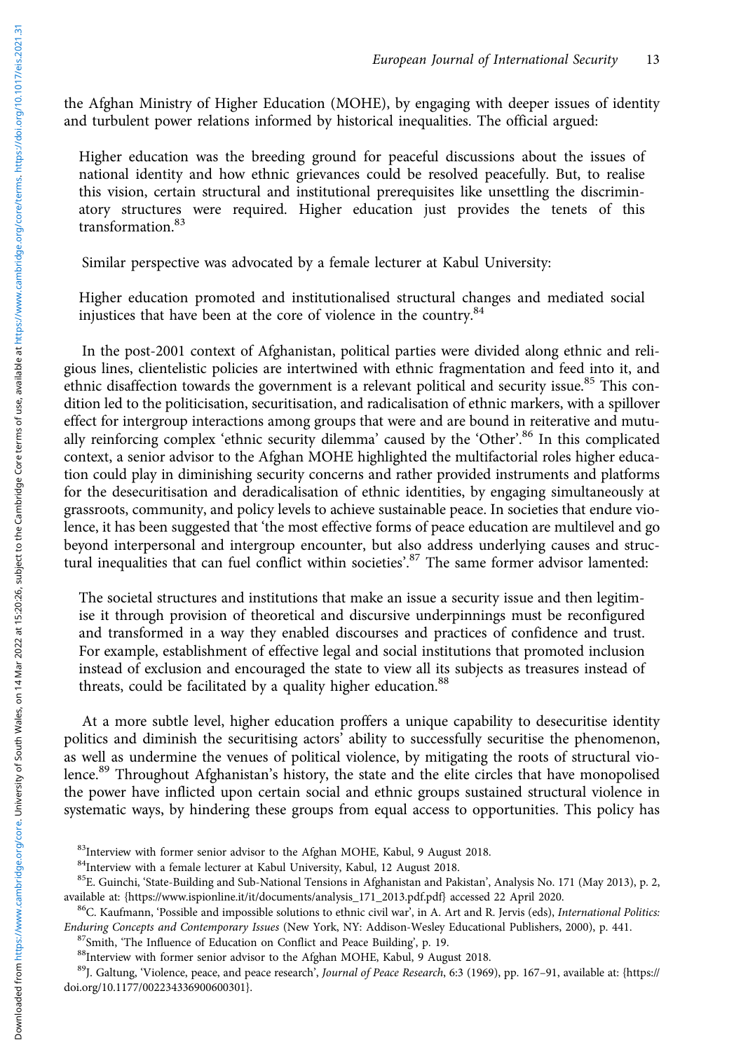the Afghan Ministry of Higher Education (MOHE), by engaging with deeper issues of identity and turbulent power relations informed by historical inequalities. The official argued:

> Higher education was the breeding ground for peaceful discussions about the issues of national identity and how ethnic grievances could be resolved peacefully. But, to realise this vision, certain structural and institutional prerequisites like unsettling the discriminatory structures were required. Higher education just provides the tenets of this transformation.[83]

Similar perspective was advocated by a female lecturer at Kabul University:

> Higher education promoted and institutionalised structural changes and mediated social injustices that have been at the core of violence in the country.[84]

In the post-2001 context of Afghanistan, political parties were divided along ethnic and religious lines, clientelistic policies are intertwined with ethnic fragmentation and feed into it, and ethnic disaffection towards the government is a relevant political and security issue.[85] This condition led to the politicisation, securitisation, and radicalisation of ethnic markers, with a spillover effect for intergroup interactions among groups that were and are bound in reiterative and mutually reinforcing complex 'ethnic security dilemma' caused by the 'Other'.[86] In this complicated context, a senior advisor to the Afghan MOHE highlighted the multifactorial roles higher education could play in diminishing security concerns and rather provided instruments and platforms for the desecuritisation and deradicalisation of ethnic identities, by engaging simultaneously at grassroots, community, and policy levels to achieve sustainable peace. In societies that endure violence, it has been suggested that 'the most effective forms of peace education are multilevel and go beyond interpersonal and intergroup encounter, but also address underlying causes and structural inequalities that can fuel conflict within societies'.[87] The same former advisor lamented:

> The societal structures and institutions that make an issue a security issue and then legitimise it through provision of theoretical and discursive underpinnings must be reconfigured and transformed in a way they enabled discourses and practices of confidence and trust. For example, establishment of effective legal and social institutions that promoted inclusion instead of exclusion and encouraged the state to view all its subjects as treasures instead of threats, could be facilitated by a quality higher education.[88]

At a more subtle level, higher education proffers a unique capability to desecuritise identity politics and diminish the securitising actors' ability to successfully securitise the phenomenon, as well as undermine the venues of political violence, by mitigating the roots of structural violence.[89] Throughout Afghanistan's history, the state and the elite circles that have monopolised the power have inflicted upon certain social and ethnic groups sustained structural violence in systematic ways, by hindering these groups from equal access to opportunities. This policy has

---

[83] Interview with former senior advisor to the Afghan MOHE, Kabul, 9 August 2018.

[84] Interview with a female lecturer at Kabul University, Kabul, 12 August 2018.

[85] E. Guinchi, 'State-Building and Sub-National Tensions in Afghanistan and Pakistan', Analysis No. 171 (May 2013), p. 2, available at: {https://www.ispionline.it/it/documents/analysis_171_2013.pdf.pdf} accessed 22 April 2020.

[86] C. Kaufmann, 'Possible and impossible solutions to ethnic civil war', in A. Art and R. Jervis (eds), *International Politics: Enduring Concepts and Contemporary Issues* (New York, NY: Addison-Wesley Educational Publishers, 2000), p. 441.

[87] Smith, 'The Influence of Education on Conflict and Peace Building', p. 19.

[88] Interview with former senior advisor to the Afghan MOHE, Kabul, 9 August 2018.

[89] J. Galtung, 'Violence, peace, and peace research', *Journal of Peace Research*, 6:3 (1969), pp. 167–91, available at: {https://doi.org/10.1177/002234336900600301}.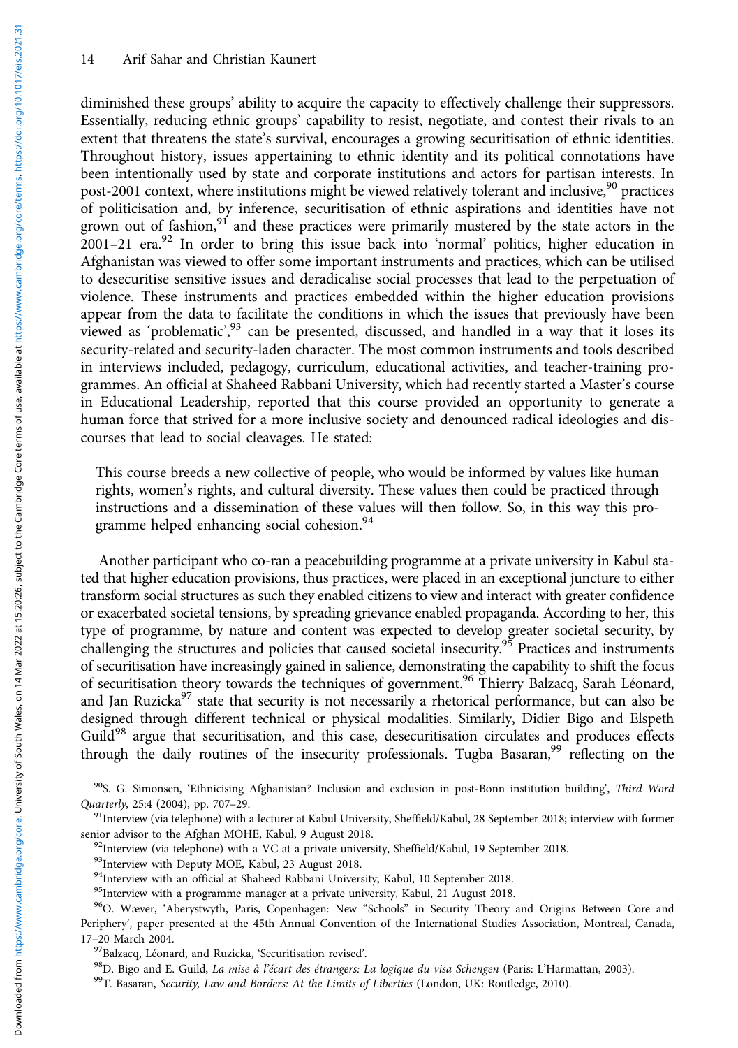diminished these groups' ability to acquire the capacity to effectively challenge their suppressors. Essentially, reducing ethnic groups' capability to resist, negotiate, and contest their rivals to an extent that threatens the state's survival, encourages a growing securitisation of ethnic identities. Throughout history, issues appertaining to ethnic identity and its political connotations have been intentionally used by state and corporate institutions and actors for partisan interests. In post-2001 context, where institutions might be viewed relatively tolerant and inclusive,[90] practices of politicisation and, by inference, securitisation of ethnic aspirations and identities have not grown out of fashion,[91] and these practices were primarily mustered by the state actors in the 2001–21 era.[92] In order to bring this issue back into 'normal' politics, higher education in Afghanistan was viewed to offer some important instruments and practices, which can be utilised to desecuritise sensitive issues and deradicalise social processes that lead to the perpetuation of violence. These instruments and practices embedded within the higher education provisions appear from the data to facilitate the conditions in which the issues that previously have been viewed as 'problematic',[93] can be presented, discussed, and handled in a way that it loses its security-related and security-laden character. The most common instruments and tools described in interviews included, pedagogy, curriculum, educational activities, and teacher-training programmes. An official at Shaheed Rabbani University, which had recently started a Master's course in Educational Leadership, reported that this course provided an opportunity to generate a human force that strived for a more inclusive society and denounced radical ideologies and discourses that lead to social cleavages. He stated:

> This course breeds a new collective of people, who would be informed by values like human rights, women's rights, and cultural diversity. These values then could be practiced through instructions and a dissemination of these values will then follow. So, in this way this programme helped enhancing social cohesion.[94]

Another participant who co-ran a peacebuilding programme at a private university in Kabul stated that higher education provisions, thus practices, were placed in an exceptional juncture to either transform social structures as such they enabled citizens to view and interact with greater confidence or exacerbated societal tensions, by spreading grievance enabled propaganda. According to her, this type of programme, by nature and content was expected to develop greater societal security, by challenging the structures and policies that caused societal insecurity.[95] Practices and instruments of securitisation have increasingly gained in salience, demonstrating the capability to shift the focus of securitisation theory towards the techniques of government.[96] Thierry Balzacq, Sarah Léonard, and Jan Ruzicka[97] state that security is not necessarily a rhetorical performance, but can also be designed through different technical or physical modalities. Similarly, Didier Bigo and Elspeth Guild[98] argue that securitisation, and this case, desecuritisation circulates and produces effects through the daily routines of the insecurity professionals. Tugba Basaran,[99] reflecting on the

---

[90] S. G. Simonsen, 'Ethnicising Afghanistan? Inclusion and exclusion in post-Bonn institution building', *Third Word Quarterly*, 25:4 (2004), pp. 707–29.

[91] Interview (via telephone) with a lecturer at Kabul University, Sheffield/Kabul, 28 September 2018; interview with former senior advisor to the Afghan MOHE, Kabul, 9 August 2018.

[92] Interview (via telephone) with a VC at a private university, Sheffield/Kabul, 19 September 2018.

[93] Interview with Deputy MOE, Kabul, 23 August 2018.

[94] Interview with an official at Shaheed Rabbani University, Kabul, 10 September 2018.

[95] Interview with a programme manager at a private university, Kabul, 21 August 2018.

[96] O. Wæver, 'Aberystwyth, Paris, Copenhagen: New "Schools" in Security Theory and Origins Between Core and Periphery', paper presented at the 45th Annual Convention of the International Studies Association, Montreal, Canada, 17–20 March 2004.

[97] Balzacq, Léonard, and Ruzicka, 'Securitisation revised'.

[98] D. Bigo and E. Guild, *La mise à l'écart des étrangers: La logique du visa Schengen* (Paris: L'Harmattan, 2003).

[99] T. Basaran, *Security, Law and Borders: At the Limits of Liberties* (London, UK: Routledge, 2010).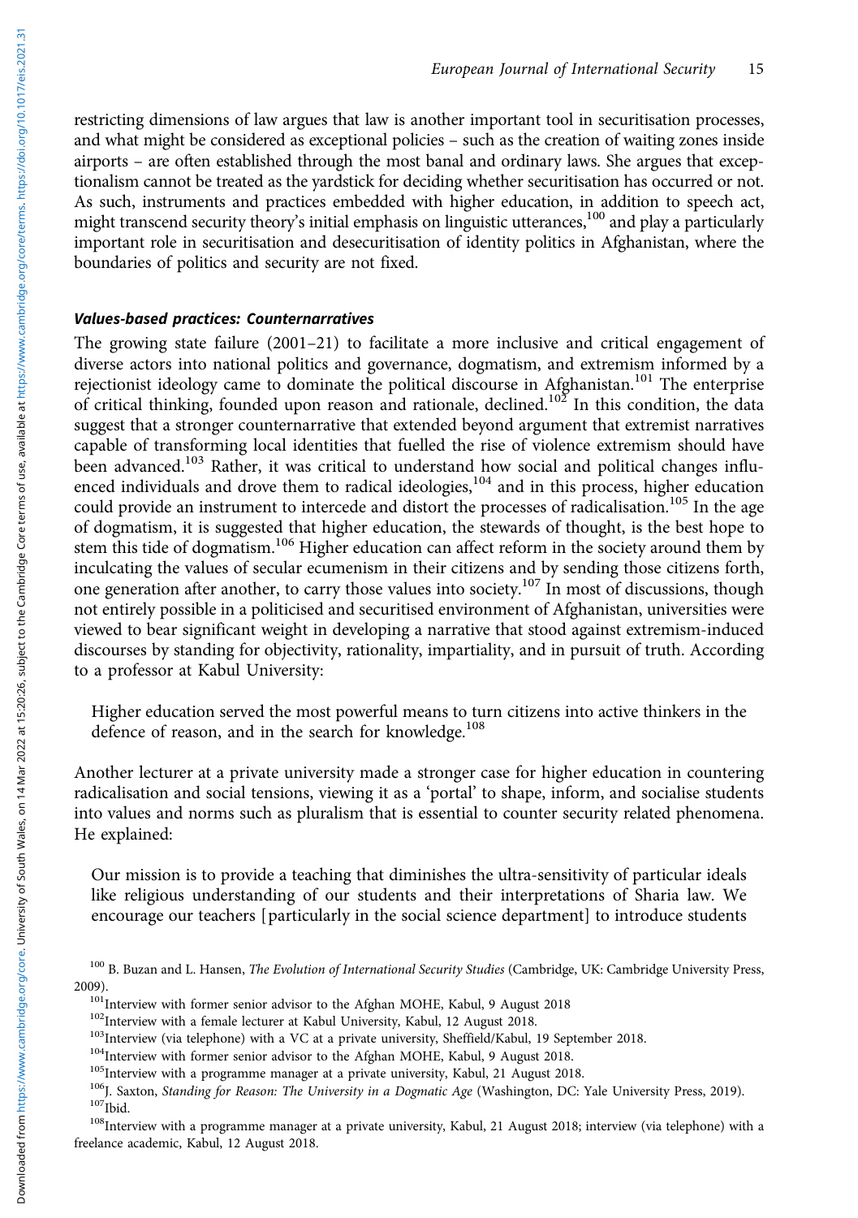restricting dimensions of law argues that law is another important tool in securitisation processes, and what might be considered as exceptional policies – such as the creation of waiting zones inside airports – are often established through the most banal and ordinary laws. She argues that exceptionalism cannot be treated as the yardstick for deciding whether securitisation has occurred or not. As such, instruments and practices embedded with higher education, in addition to speech act, might transcend security theory's initial emphasis on linguistic utterances,[100] and play a particularly important role in securitisation and desecuritisation of identity politics in Afghanistan, where the boundaries of politics and security are not fixed.

### *Values-based practices: Counternarratives*

The growing state failure (2001–21) to facilitate a more inclusive and critical engagement of diverse actors into national politics and governance, dogmatism, and extremism informed by a rejectionist ideology came to dominate the political discourse in Afghanistan.[101] The enterprise of critical thinking, founded upon reason and rationale, declined.[102] In this condition, the data suggest that a stronger counternarrative that extended beyond argument that extremist narratives capable of transforming local identities that fuelled the rise of violence extremism should have been advanced.[103] Rather, it was critical to understand how social and political changes influenced individuals and drove them to radical ideologies,[104] and in this process, higher education could provide an instrument to intercede and distort the processes of radicalisation.[105] In the age of dogmatism, it is suggested that higher education, the stewards of thought, is the best hope to stem this tide of dogmatism.[106] Higher education can affect reform in the society around them by inculcating the values of secular ecumenism in their citizens and by sending those citizens forth, one generation after another, to carry those values into society.[107] In most of discussions, though not entirely possible in a politicised and securitised environment of Afghanistan, universities were viewed to bear significant weight in developing a narrative that stood against extremism-induced discourses by standing for objectivity, rationality, impartiality, and in pursuit of truth. According to a professor at Kabul University:

> Higher education served the most powerful means to turn citizens into active thinkers in the defence of reason, and in the search for knowledge.[108]

Another lecturer at a private university made a stronger case for higher education in countering radicalisation and social tensions, viewing it as a 'portal' to shape, inform, and socialise students into values and norms such as pluralism that is essential to counter security related phenomena. He explained:

> Our mission is to provide a teaching that diminishes the ultra-sensitivity of particular ideals like religious understanding of our students and their interpretations of Sharia law. We encourage our teachers [particularly in the social science department] to introduce students

[100] B. Buzan and L. Hansen, *The Evolution of International Security Studies* (Cambridge, UK: Cambridge University Press, 2009).

[101] Interview with former senior advisor to the Afghan MOHE, Kabul, 9 August 2018

[102] Interview with a female lecturer at Kabul University, Kabul, 12 August 2018.

[103] Interview (via telephone) with a VC at a private university, Sheffield/Kabul, 19 September 2018.

[104] Interview with former senior advisor to the Afghan MOHE, Kabul, 9 August 2018.

[105] Interview with a programme manager at a private university, Kabul, 21 August 2018.

[106] J. Saxton, *Standing for Reason: The University in a Dogmatic Age* (Washington, DC: Yale University Press, 2019).

[107] Ibid.

[108] Interview with a programme manager at a private university, Kabul, 21 August 2018; interview (via telephone) with a freelance academic, Kabul, 12 August 2018.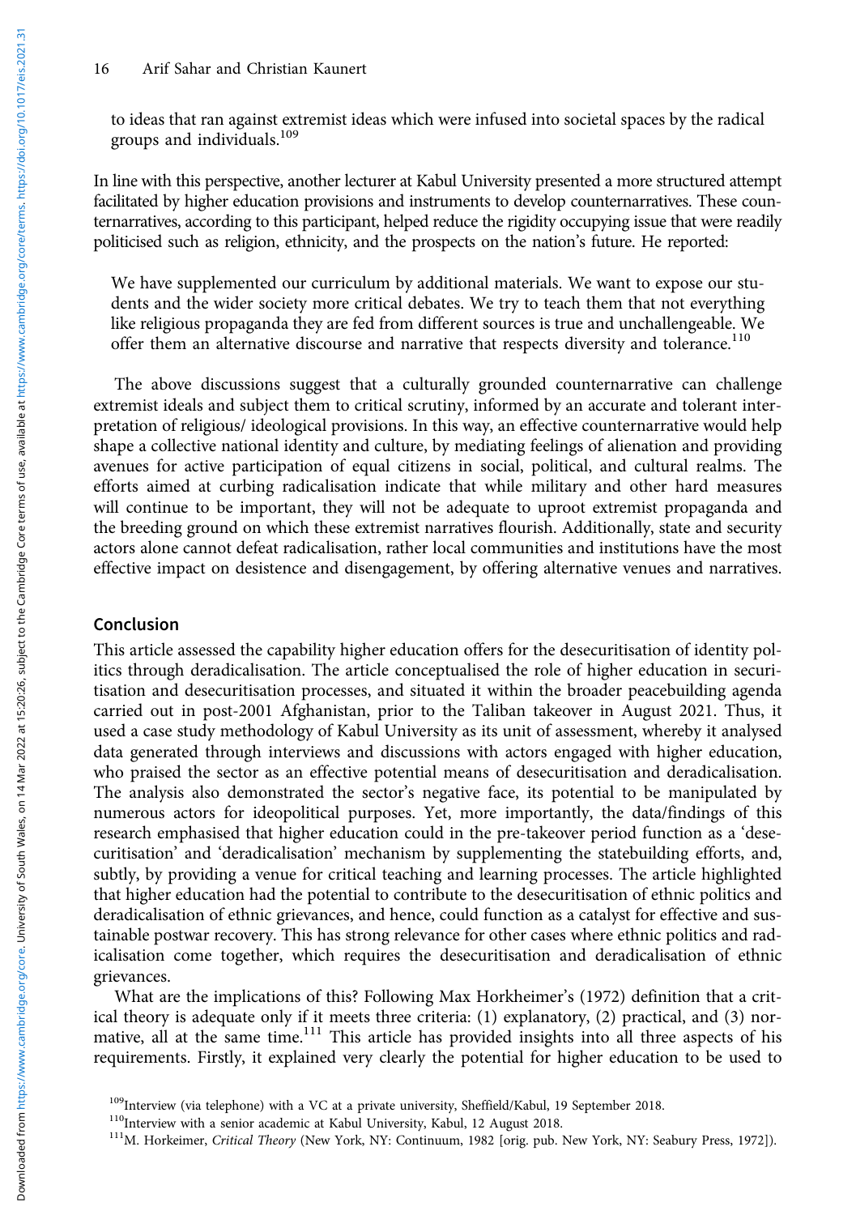to ideas that ran against extremist ideas which were infused into societal spaces by the radical groups and individuals.[109]

In line with this perspective, another lecturer at Kabul University presented a more structured attempt facilitated by higher education provisions and instruments to develop counternarratives. These counternarratives, according to this participant, helped reduce the rigidity occupying issue that were readily politicised such as religion, ethnicity, and the prospects on the nation's future. He reported:

> We have supplemented our curriculum by additional materials. We want to expose our students and the wider society more critical debates. We try to teach them that not everything like religious propaganda they are fed from different sources is true and unchallengeable. We offer them an alternative discourse and narrative that respects diversity and tolerance.[110]

The above discussions suggest that a culturally grounded counternarrative can challenge extremist ideals and subject them to critical scrutiny, informed by an accurate and tolerant interpretation of religious/ ideological provisions. In this way, an effective counternarrative would help shape a collective national identity and culture, by mediating feelings of alienation and providing avenues for active participation of equal citizens in social, political, and cultural realms. The efforts aimed at curbing radicalisation indicate that while military and other hard measures will continue to be important, they will not be adequate to uproot extremist propaganda and the breeding ground on which these extremist narratives flourish. Additionally, state and security actors alone cannot defeat radicalisation, rather local communities and institutions have the most effective impact on desistence and disengagement, by offering alternative venues and narratives.

## Conclusion

This article assessed the capability higher education offers for the desecuritisation of identity politics through deradicalisation. The article conceptualised the role of higher education in securitisation and desecuritisation processes, and situated it within the broader peacebuilding agenda carried out in post-2001 Afghanistan, prior to the Taliban takeover in August 2021. Thus, it used a case study methodology of Kabul University as its unit of assessment, whereby it analysed data generated through interviews and discussions with actors engaged with higher education, who praised the sector as an effective potential means of desecuritisation and deradicalisation. The analysis also demonstrated the sector's negative face, its potential to be manipulated by numerous actors for ideopolitical purposes. Yet, more importantly, the data/findings of this research emphasised that higher education could in the pre-takeover period function as a 'desecuritisation' and 'deradicalisation' mechanism by supplementing the statebuilding efforts, and, subtly, by providing a venue for critical teaching and learning processes. The article highlighted that higher education had the potential to contribute to the desecuritisation of ethnic politics and deradicalisation of ethnic grievances, and hence, could function as a catalyst for effective and sustainable postwar recovery. This has strong relevance for other cases where ethnic politics and radicalisation come together, which requires the desecuritisation and deradicalisation of ethnic grievances.

What are the implications of this? Following Max Horkheimer's (1972) definition that a critical theory is adequate only if it meets three criteria: (1) explanatory, (2) practical, and (3) normative, all at the same time.[111] This article has provided insights into all three aspects of his requirements. Firstly, it explained very clearly the potential for higher education to be used to

[109] Interview (via telephone) with a VC at a private university, Sheffield/Kabul, 19 September 2018.

[110] Interview with a senior academic at Kabul University, Kabul, 12 August 2018.

[111] M. Horkeimer, *Critical Theory* (New York, NY: Continuum, 1982 [orig. pub. New York, NY: Seabury Press, 1972]).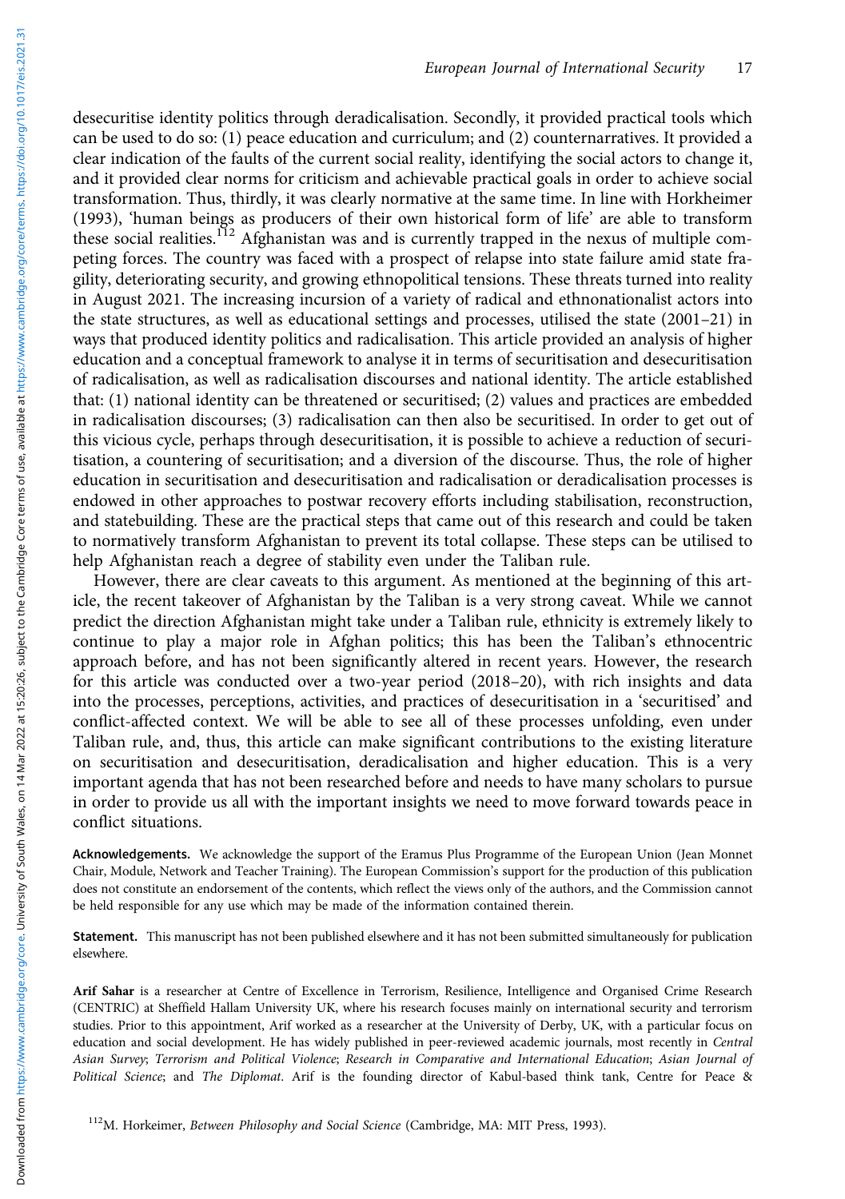desecuritise identity politics through deradicalisation. Secondly, it provided practical tools which can be used to do so: (1) peace education and curriculum; and (2) counternarratives. It provided a clear indication of the faults of the current social reality, identifying the social actors to change it, and it provided clear norms for criticism and achievable practical goals in order to achieve social transformation. Thus, thirdly, it was clearly normative at the same time. In line with Horkheimer (1993), 'human beings as producers of their own historical form of life' are able to transform these social realities.[112] Afghanistan was and is currently trapped in the nexus of multiple competing forces. The country was faced with a prospect of relapse into state failure amid state fragility, deteriorating security, and growing ethnopolitical tensions. These threats turned into reality in August 2021. The increasing incursion of a variety of radical and ethnonationalist actors into the state structures, as well as educational settings and processes, utilised the state (2001–21) in ways that produced identity politics and radicalisation. This article provided an analysis of higher education and a conceptual framework to analyse it in terms of securitisation and desecuritisation of radicalisation, as well as radicalisation discourses and national identity. The article established that: (1) national identity can be threatened or securitised; (2) values and practices are embedded in radicalisation discourses; (3) radicalisation can then also be securitised. In order to get out of this vicious cycle, perhaps through desecuritisation, it is possible to achieve a reduction of securitisation, a countering of securitisation; and a diversion of the discourse. Thus, the role of higher education in securitisation and desecuritisation and radicalisation or deradicalisation processes is endowed in other approaches to postwar recovery efforts including stabilisation, reconstruction, and statebuilding. These are the practical steps that came out of this research and could be taken to normatively transform Afghanistan to prevent its total collapse. These steps can be utilised to help Afghanistan reach a degree of stability even under the Taliban rule.

However, there are clear caveats to this argument. As mentioned at the beginning of this article, the recent takeover of Afghanistan by the Taliban is a very strong caveat. While we cannot predict the direction Afghanistan might take under a Taliban rule, ethnicity is extremely likely to continue to play a major role in Afghan politics; this has been the Taliban's ethnocentric approach before, and has not been significantly altered in recent years. However, the research for this article was conducted over a two-year period (2018–20), with rich insights and data into the processes, perceptions, activities, and practices of desecuritisation in a 'securitised' and conflict-affected context. We will be able to see all of these processes unfolding, even under Taliban rule, and, thus, this article can make significant contributions to the existing literature on securitisation and desecuritisation, deradicalisation and higher education. This is a very important agenda that has not been researched before and needs to have many scholars to pursue in order to provide us all with the important insights we need to move forward towards peace in conflict situations.

**Acknowledgements.** We acknowledge the support of the Eramus Plus Programme of the European Union (Jean Monnet Chair, Module, Network and Teacher Training). The European Commission's support for the production of this publication does not constitute an endorsement of the contents, which reflect the views only of the authors, and the Commission cannot be held responsible for any use which may be made of the information contained therein.

**Statement.** This manuscript has not been published elsewhere and it has not been submitted simultaneously for publication elsewhere.

**Arif Sahar** is a researcher at Centre of Excellence in Terrorism, Resilience, Intelligence and Organised Crime Research (CENTRIC) at Sheffield Hallam University UK, where his research focuses mainly on international security and terrorism studies. Prior to this appointment, Arif worked as a researcher at the University of Derby, UK, with a particular focus on education and social development. He has widely published in peer-reviewed academic journals, most recently in *Central Asian Survey*; *Terrorism and Political Violence*; *Research in Comparative and International Education*; *Asian Journal of Political Science*; and *The Diplomat*. Arif is the founding director of Kabul-based think tank, Centre for Peace &

[112] M. Horkeimer, *Between Philosophy and Social Science* (Cambridge, MA: MIT Press, 1993).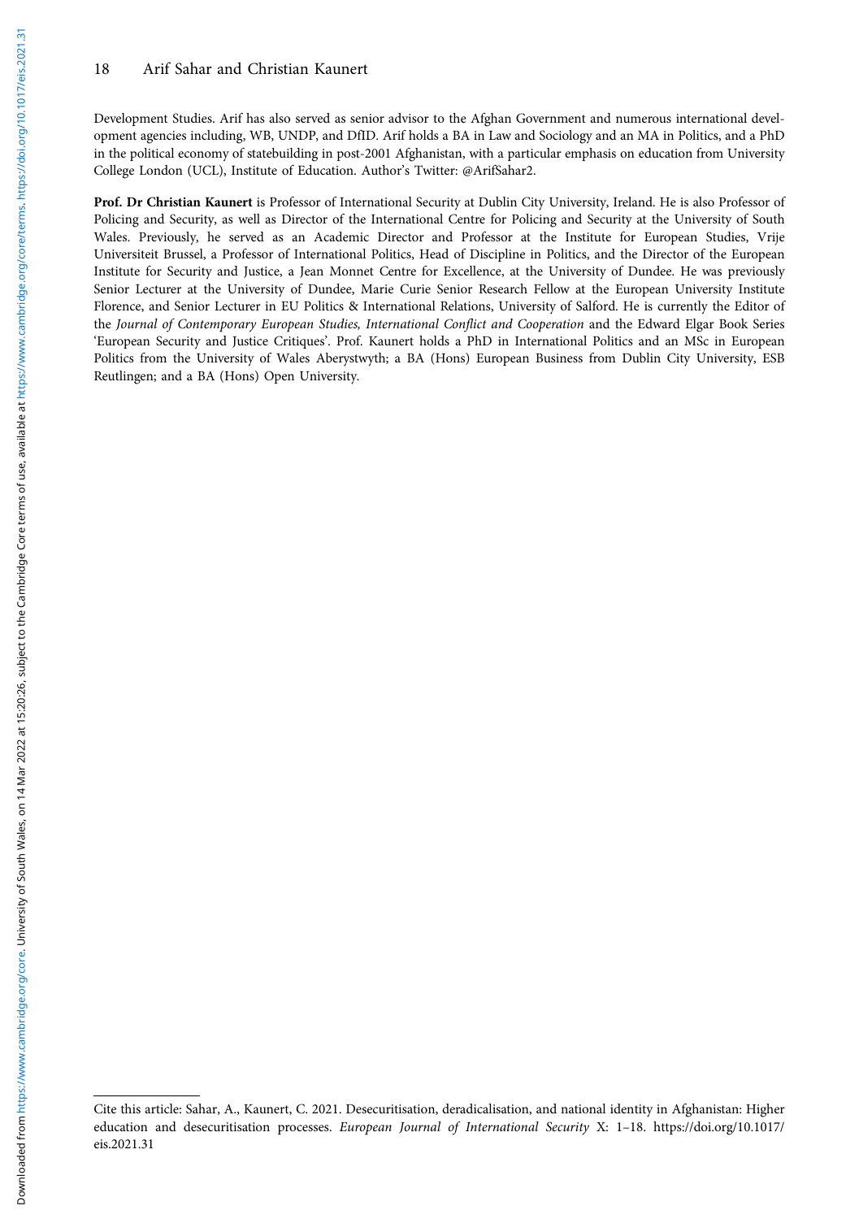Development Studies. Arif has also served as senior advisor to the Afghan Government and numerous international development agencies including, WB, UNDP, and DfID. Arif holds a BA in Law and Sociology and an MA in Politics, and a PhD in the political economy of statebuilding in post-2001 Afghanistan, with a particular emphasis on education from University College London (UCL), Institute of Education. Author's Twitter: @ArifSahar2.

**Prof. Dr Christian Kaunert** is Professor of International Security at Dublin City University, Ireland. He is also Professor of Policing and Security, as well as Director of the International Centre for Policing and Security at the University of South Wales. Previously, he served as an Academic Director and Professor at the Institute for European Studies, Vrije Universiteit Brussel, a Professor of International Politics, Head of Discipline in Politics, and the Director of the European Institute for Security and Justice, a Jean Monnet Centre for Excellence, at the University of Dundee. He was previously Senior Lecturer at the University of Dundee, Marie Curie Senior Research Fellow at the European University Institute Florence, and Senior Lecturer in EU Politics & International Relations, University of Salford. He is currently the Editor of the *Journal of Contemporary European Studies, International Conflict and Cooperation* and the Edward Elgar Book Series 'European Security and Justice Critiques'. Prof. Kaunert holds a PhD in International Politics and an MSc in European Politics from the University of Wales Aberystwyth; a BA (Hons) European Business from Dublin City University, ESB Reutlingen; and a BA (Hons) Open University.

---

Cite this article: Sahar, A., Kaunert, C. 2021. Desecuritisation, deradicalisation, and national identity in Afghanistan: Higher education and desecuritisation processes. *European Journal of International Security* X: 1–18. https://doi.org/10.1017/eis.2021.31